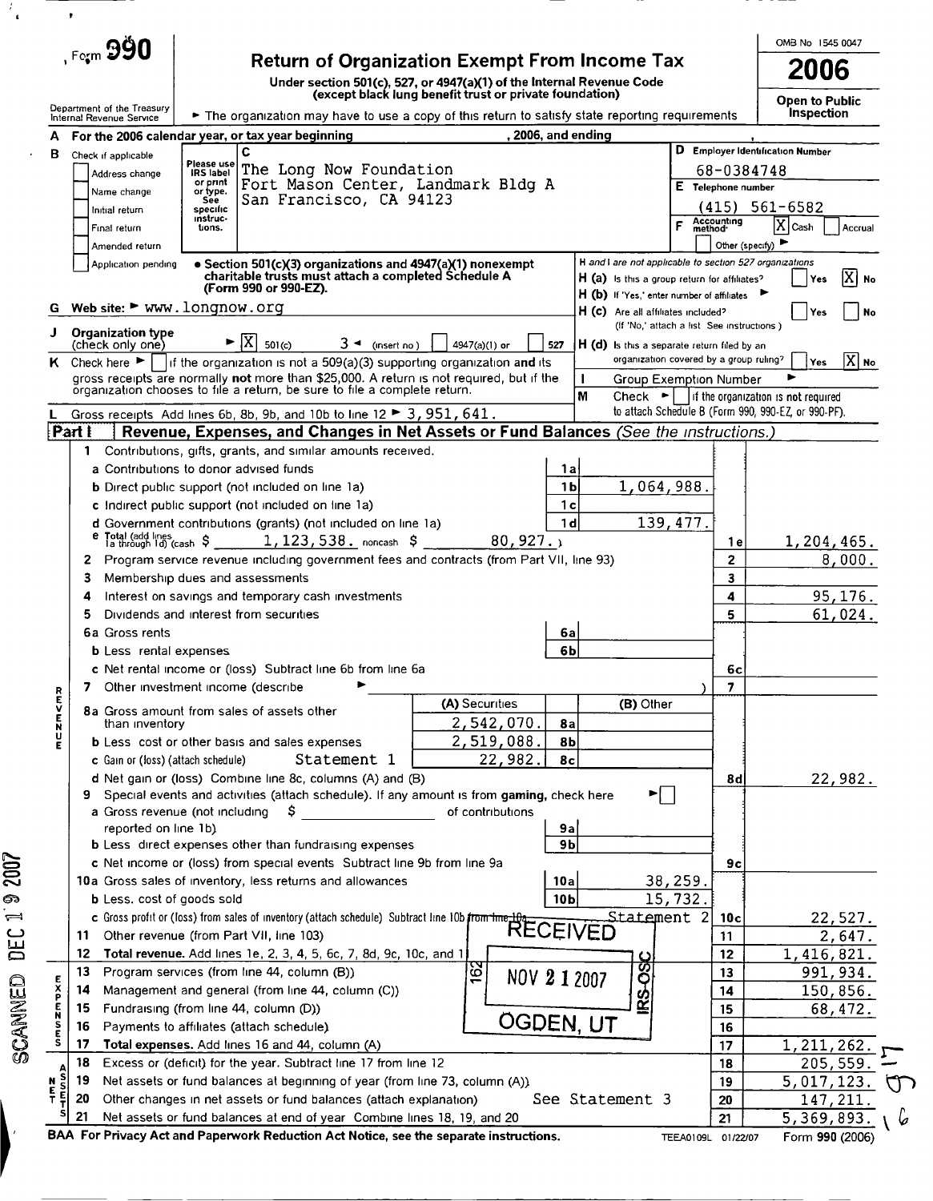# Form 990

**Return of Organization Exempt From Income Tax**

Under section 501(c), 527, or 4947(a)(1) of the Internal Revenue Code (except black lung benefit trust or private foundation)

Department of the Treasury
Internal Revenue Service

► The organization may have to use a copy of this return to satisfy state reporting requirements

OMB No 1545 0047

**2006**

Open to Public Inspection

**A** For the 2006 calendar year, or tax year beginning , 2006, and ending ,

**B** Check if applicable
- [ ] Address change
- [ ] Name change
- [ ] Initial return
- [ ] Final return
- [ ] Amended return
- [ ] Application pending

Please use IRS label or print or type. See specific instructions.

**C** The Long Now Foundation
Fort Mason Center, Landmark Bldg A
San Francisco, CA 94123

**D** Employer Identification Number: 68-0384748

**E** Telephone number: (415) 561-6582

**F** Accounting method: [X] Cash [ ] Accrual [ ] Other (specify) ►

• Section 501(c)(3) organizations and 4947(a)(1) nonexempt charitable trusts must attach a completed Schedule A (Form 990 or 990-EZ).

H and I are not applicable to section 527 organizations

**H (a)** Is this a group return for affiliates? [ ] Yes [X] No

**H (b)** If 'Yes,' enter number of affiliates ►

**H (c)** Are all affiliates included? [ ] Yes [ ] No (If 'No,' attach a list See instructions)

**H (d)** Is this a separate return filed by an organization covered by a group ruling? [ ] Yes [X] No

**G** Web site: ► www.longnow.org

**J** Organization type (check only one) ► [X] 501(c) ( 3 ◄ (insert no) [ ] 4947(a)(1) or [ ] 527

**K** Check here ► [ ] if the organization is not a 509(a)(3) supporting organization and its gross receipts are normally not more than $25,000. A return is not required, but if the organization chooses to file a return, be sure to file a complete return.

**I** Group Exemption Number ►

**M** Check ► [ ] if the organization is not required to attach Schedule B (Form 990, 990-EZ, or 990-PF).

**L** Gross receipts Add lines 6b, 8b, 9b, and 10b to line 12 ► 3,951,641.

## Part I — Revenue, Expenses, and Changes in Net Assets or Fund Balances (See the instructions.)

### Revenue

| Line | Description | | | Line | Amount |
|---|---|---|---|---|---|
| 1 | Contributions, gifts, grants, and similar amounts received. | | | | |
| a | Contributions to donor advised funds | 1a | | | |
| b | Direct public support (not included on line 1a) | 1b | 1,064,988. | | |
| c | Indirect public support (not included on line 1a) | 1c | | | |
| d | Government contributions (grants) (not included on line 1a) | 1d | 139,477. | | |
| e | Total (add lines 1a through 1d) (cash $ 1,123,538. noncash $ 80,927.) | | | 1e | 1,204,465. |
| 2 | Program service revenue including government fees and contracts (from Part VII, line 93) | | | 2 | 8,000. |
| 3 | Membership dues and assessments | | | 3 | |
| 4 | Interest on savings and temporary cash investments | | | 4 | 95,176. |
| 5 | Dividends and interest from securities | | | 5 | 61,024. |
| 6a | Gross rents | 6a | | | |
| b | Less rental expenses | 6b | | | |
| c | Net rental income or (loss) Subtract line 6b from line 6a | | | 6c | |
| 7 | Other investment income (describe ► ) | | | 7 | |

| Line | Description | (A) Securities | | (B) Other | Line | Amount |
|---|---|---|---|---|---|---|
| 8a | Gross amount from sales of assets other than inventory | 2,542,070. | 8a | | | |
| b | Less cost or other basis and sales expenses | 2,519,088. | 8b | | | |
| c | Gain or (loss) (attach schedule) Statement 1 | 22,982. | 8c | | | |
| d | Net gain or (loss) Combine line 8c, columns (A) and (B) | | | | 8d | 22,982. |

| Line | Description | | | Line | Amount |
|---|---|---|---|---|---|
| 9 | Special events and activities (attach schedule). If any amount is from gaming, check here ► [ ] | | | | |
| a | Gross revenue (not including $ of contributions reported on line 1b) | 9a | | | |
| b | Less direct expenses other than fundraising expenses | 9b | | | |
| c | Net income or (loss) from special events Subtract line 9b from line 9a | | | 9c | |
| 10a | Gross sales of inventory, less returns and allowances | 10a | 38,259. | | |
| b | Less. cost of goods sold | 10b | 15,732. | | |
| c | Gross profit or (loss) from sales of inventory (attach schedule) Subtract line 10b from line 10a Statement 2 | | | 10c | 22,527. |
| 11 | Other revenue (from Part VII, line 103) | | | 11 | 2,647. |
| 12 | **Total revenue.** Add lines 1e, 2, 3, 4, 5, 6c, 7, 8d, 9c, 10c, and 11 | | | 12 | 1,416,821. |

### Expenses

| Line | Description | Line | Amount |
|---|---|---|---|
| 13 | Program services (from line 44, column (B)) | 13 | 991,934. |
| 14 | Management and general (from line 44, column (C)) | 14 | 150,856. |
| 15 | Fundraising (from line 44, column (D)) | 15 | 68,472. |
| 16 | Payments to affiliates (attach schedule) | 16 | |
| 17 | **Total expenses.** Add lines 16 and 44, column (A) | 17 | 1,211,262. |

### Net Assets

| Line | Description | Line | Amount |
|---|---|---|---|
| 18 | Excess or (deficit) for the year. Subtract line 17 from line 12 | 18 | 205,559. |
| 19 | Net assets or fund balances at beginning of year (from line 73, column (A)) | 19 | 5,017,123. |
| 20 | Other changes in net assets or fund balances (attach explanation) See Statement 3 | 20 | 147,211. |
| 21 | Net assets or fund balances at end of year Combine lines 18, 19, and 20 | 21 | 5,369,893. |

RECEIVED NOV 21 2007 OGDEN, UT

SCANNED DEC 19 2007

BAA For Privacy Act and Paperwork Reduction Act Notice, see the separate instructions. TEEA0109L 01/22/07 Form 990 (2006)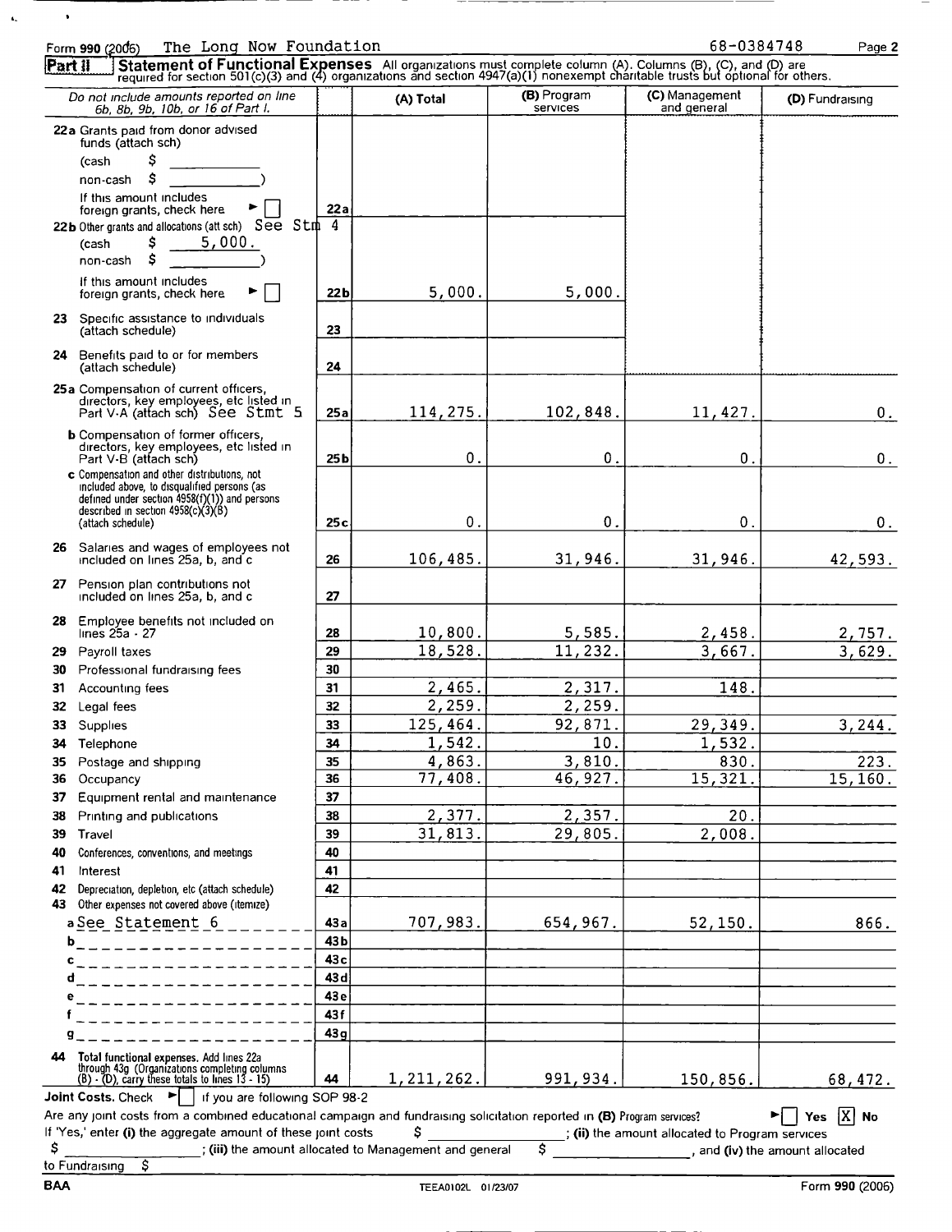Form 990 (2006) The Long Now Foundation 68-0384748 Page 2

**Part II** **Statement of Functional Expenses** All organizations must complete column (A). Columns (B), (C), and (D) are required for section 501(c)(3) and (4) organizations and section 4947(a)(1) nonexempt charitable trusts but optional for others.

| *Do not include amounts reported on line 6b, 8b, 9b, 10b, or 16 of Part I.* | | (A) Total | (B) Program services | (C) Management and general | (D) Fundraising |
|---|---|---|---|---|---|
| 22a Grants paid from donor advised funds (attach sch) (cash $ ______ non-cash $ ______) If this amount includes foreign grants, check here ► ☐ | 22a | | | | |
| 22b Other grants and allocations (att sch) See Stm 4 (cash $ 5,000. non-cash $ ______) If this amount includes foreign grants, check here ► ☐ | 22b | 5,000. | 5,000. | | |
| 23 Specific assistance to individuals (attach schedule) | 23 | | | | |
| 24 Benefits paid to or for members (attach schedule) | 24 | | | | |
| 25a Compensation of current officers, directors, key employees, etc listed in Part V-A (attach sch) See Stmt 5 | 25a | 114,275. | 102,848. | 11,427. | 0. |
| b Compensation of former officers, directors, key employees, etc listed in Part V-B (attach sch) | 25b | 0. | 0. | 0. | 0. |
| c Compensation and other distributions, not included above, to disqualified persons (as defined under section 4958(f)(1)) and persons described in section 4958(c)(3)(B) (attach schedule) | 25c | 0. | 0. | 0. | 0. |
| 26 Salaries and wages of employees not included on lines 25a, b, and c | 26 | 106,485. | 31,946. | 31,946. | 42,593. |
| 27 Pension plan contributions not included on lines 25a, b, and c | 27 | | | | |
| 28 Employee benefits not included on lines 25a - 27 | 28 | 10,800. | 5,585. | 2,458. | 2,757. |
| 29 Payroll taxes | 29 | 18,528. | 11,232. | 3,667. | 3,629. |
| 30 Professional fundraising fees | 30 | | | | |
| 31 Accounting fees | 31 | 2,465. | 2,317. | 148. | |
| 32 Legal fees | 32 | 2,259. | 2,259. | | |
| 33 Supplies | 33 | 125,464. | 92,871. | 29,349. | 3,244. |
| 34 Telephone | 34 | 1,542. | 10. | 1,532. | |
| 35 Postage and shipping | 35 | 4,863. | 3,810. | 830. | 223. |
| 36 Occupancy | 36 | 77,408. | 46,927. | 15,321. | 15,160. |
| 37 Equipment rental and maintenance | 37 | | | | |
| 38 Printing and publications | 38 | 2,377. | 2,357. | 20. | |
| 39 Travel | 39 | 31,813. | 29,805. | 2,008. | |
| 40 Conferences, conventions, and meetings | 40 | | | | |
| 41 Interest | 41 | | | | |
| 42 Depreciation, depletion, etc (attach schedule) | 42 | | | | |
| 43 Other expenses not covered above (itemize) a See Statement 6 | 43a | 707,983. | 654,967. | 52,150. | 866. |
| b | 43b | | | | |
| c | 43c | | | | |
| d | 43d | | | | |
| e | 43e | | | | |
| f | 43f | | | | |
| g | 43g | | | | |
| 44 **Total functional expenses.** Add lines 22a through 43g (Organizations completing columns (B) - (D), carry these totals to lines 13 - 15) | 44 | 1,211,262. | 991,934. | 150,856. | 68,472. |

**Joint Costs.** Check ► ☐ if you are following SOP 98-2

Are any joint costs from a combined educational campaign and fundraising solicitation reported in (B) Program services? ► ☐ Yes ☒ No

If 'Yes,' enter (i) the aggregate amount of these joint costs $ ______; (ii) the amount allocated to Program services $ ______; (iii) the amount allocated to Management and general $ ______, and (iv) the amount allocated to Fundraising $ ______

BAA TEEA0102L 01/23/07 Form 990 (2006)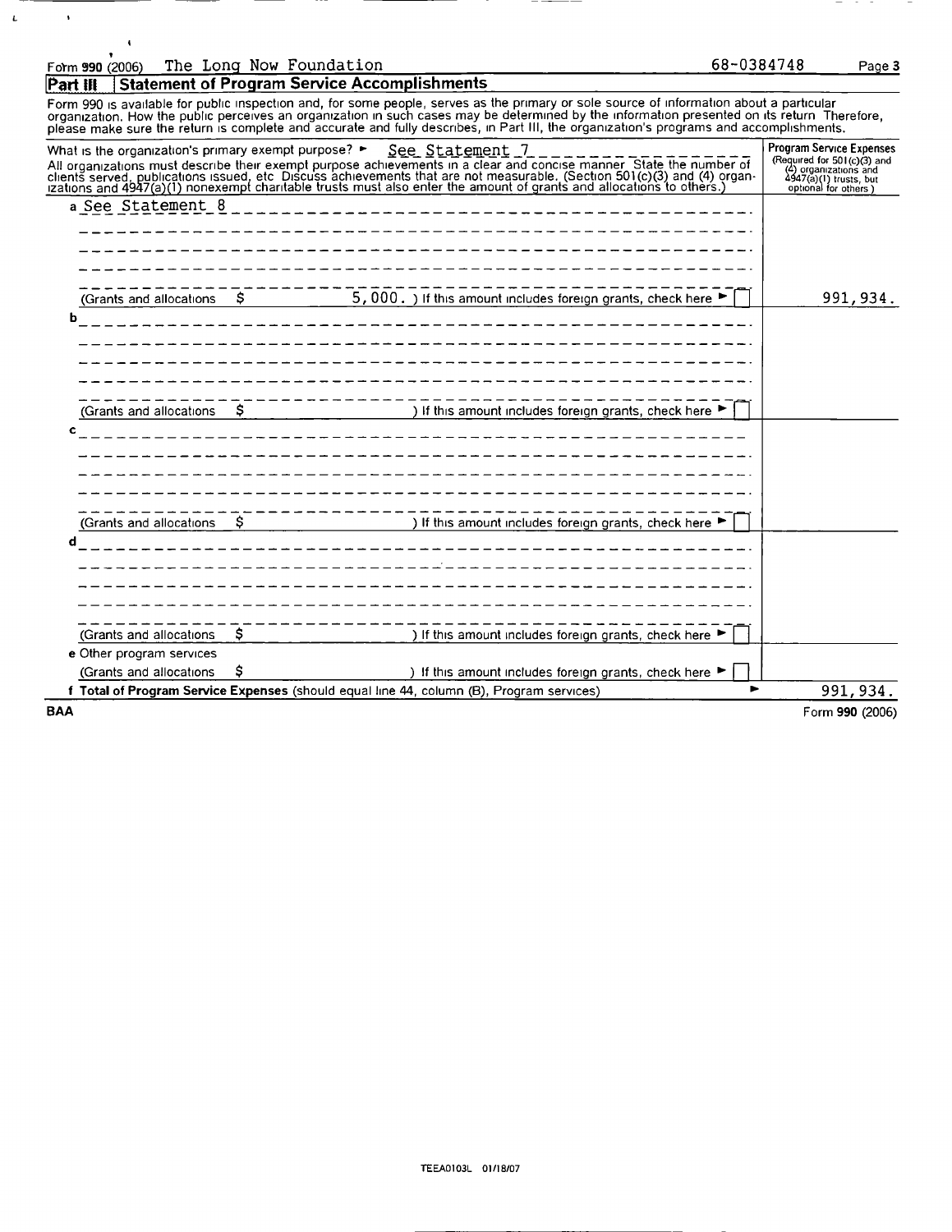Form 990 (2006) The Long Now Foundation 68-0384748

## Part III Statement of Program Service Accomplishments

Form 990 is available for public inspection and, for some people, serves as the primary or sole source of information about a particular organization. How the public perceives an organization in such cases may be determined by the information presented on its return. Therefore, please make sure the return is complete and accurate and fully describes, in Part III, the organization's programs and accomplishments.

| What is the organization's primary exempt purpose? ► See Statement 7<br>All organizations must describe their exempt purpose achievements in a clear and concise manner. State the number of clients served, publications issued, etc. Discuss achievements that are not measurable. (Section 501(c)(3) and (4) organizations and 4947(a)(1) nonexempt charitable trusts must also enter the amount of grants and allocations to others.) | Program Service Expenses (Required for 501(c)(3) and (4) organizations and 4947(a)(1) trusts, but optional for others.) |
|---|---|
| a See Statement 8<br><br>(Grants and allocations $ 5,000. ) If this amount includes foreign grants, check here ► ☐ | 991,934. |
| b<br><br>(Grants and allocations $ ) If this amount includes foreign grants, check here ► ☐ | |
| c<br><br>(Grants and allocations $ ) If this amount includes foreign grants, check here ► ☐ | |
| d<br><br>(Grants and allocations $ ) If this amount includes foreign grants, check here ► ☐ | |
| e Other program services<br>(Grants and allocations $ ) If this amount includes foreign grants, check here ► ☐ | |
| **f Total of Program Service Expenses** (should equal line 44, column (B), Program services) ► | 991,934. |

BAA Form 990 (2006)

TEEA0103L 01/18/07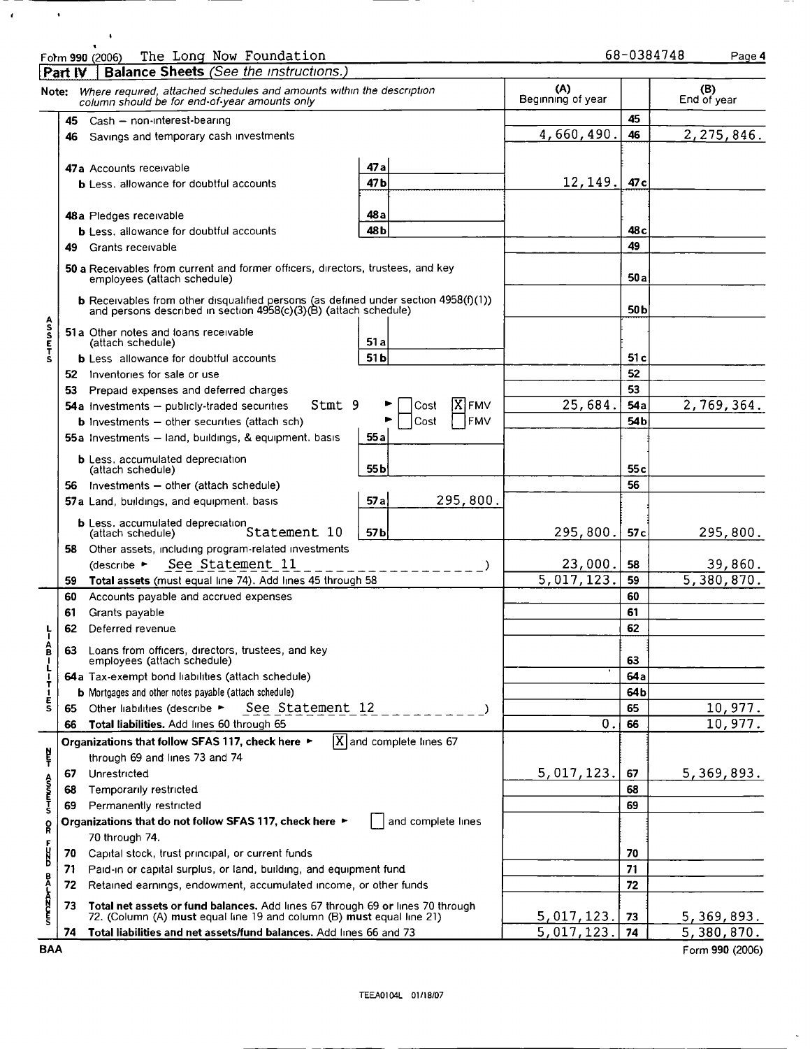Form 990 (2006) The Long Now Foundation 68-0384748 Page 4

## Part IV | Balance Sheets *(See the instructions.)*

| **Note:** *Where required, attached schedules and amounts within the description column should be for end-of-year amounts only* | | | (A) Beginning of year | | (B) End of year |
|---|---|---|---|---|---|
| **ASSETS** | | | | | |
| 45 Cash – non-interest-bearing | | | | 45 | |
| 46 Savings and temporary cash investments | | | 4,660,490. | 46 | 2,275,846. |
| 47a Accounts receivable | 47a | | | | |
| b Less. allowance for doubtful accounts | 47b | | 12,149. | 47c | |
| 48a Pledges receivable | 48a | | | | |
| b Less. allowance for doubtful accounts | 48b | | | 48c | |
| 49 Grants receivable | | | | 49 | |
| 50 a Receivables from current and former officers, directors, trustees, and key employees (attach schedule) | | | | 50a | |
| b Receivables from other disqualified persons (as defined under section 4958(f)(1)) and persons described in section 4958(c)(3)(B) (attach schedule) | | | | 50b | |
| 51a Other notes and loans receivable (attach schedule) | 51a | | | | |
| b Less allowance for doubtful accounts | 51b | | | 51c | |
| 52 Inventories for sale or use | | | | 52 | |
| 53 Prepaid expenses and deferred charges | | | | 53 | |
| 54a Investments – publicly-traded securities Stmt 9 | ► [ ] Cost [X] FMV | | 25,684. | 54a | 2,769,364. |
| b Investments – other securities (attach sch) | ► [ ] Cost [ ] FMV | | | 54b | |
| 55a Investments – land, buildings, & equipment. basis | 55a | | | | |
| b Less. accumulated depreciation (attach schedule) | 55b | | | 55c | |
| 56 Investments – other (attach schedule) | | | | 56 | |
| 57a Land, buildings, and equipment. basis | 57a | 295,800. | | | |
| b Less. accumulated depreciation (attach schedule) Statement 10 | 57b | | 295,800. | 57c | 295,800. |
| 58 Other assets, including program-related investments (describe ► See Statement 11) | | | 23,000. | 58 | 39,860. |
| **59 Total assets** (must equal line 74). Add lines 45 through 58 | | | 5,017,123. | 59 | 5,380,870. |
| **LIABILITIES** | | | | | |
| 60 Accounts payable and accrued expenses | | | | 60 | |
| 61 Grants payable | | | | 61 | |
| 62 Deferred revenue | | | | 62 | |
| 63 Loans from officers, directors, trustees, and key employees (attach schedule) | | | | 63 | |
| 64a Tax-exempt bond liabilities (attach schedule) | | | | 64a | |
| b Mortgages and other notes payable (attach schedule) | | | | 64b | |
| 65 Other liabilities (describe ► See Statement 12) | | | | 65 | 10,977. |
| **66 Total liabilities.** Add lines 60 through 65 | | | 0. | 66 | 10,977. |
| **NET ASSETS OR FUND BALANCES** | | | | | |
| **Organizations that follow SFAS 117, check here ►** [X] and complete lines 67 through 69 and lines 73 and 74 | | | | | |
| 67 Unrestricted | | | 5,017,123. | 67 | 5,369,893. |
| 68 Temporarily restricted | | | | 68 | |
| 69 Permanently restricted | | | | 69 | |
| **Organizations that do not follow SFAS 117, check here ►** [ ] and complete lines 70 through 74. | | | | | |
| 70 Capital stock, trust principal, or current funds | | | | 70 | |
| 71 Paid-in or capital surplus, or land, building, and equipment fund | | | | 71 | |
| 72 Retained earnings, endowment, accumulated income, or other funds | | | | 72 | |
| **73 Total net assets or fund balances.** Add lines 67 through 69 **or** lines 70 through 72. (Column (A) **must** equal line 19 and column (B) **must** equal line 21) | | | 5,017,123. | 73 | 5,369,893. |
| **74 Total liabilities and net assets/fund balances.** Add lines 66 and 73 | | | 5,017,123. | 74 | 5,380,870. |

BAA Form 990 (2006)

TEEA0104L 01/18/07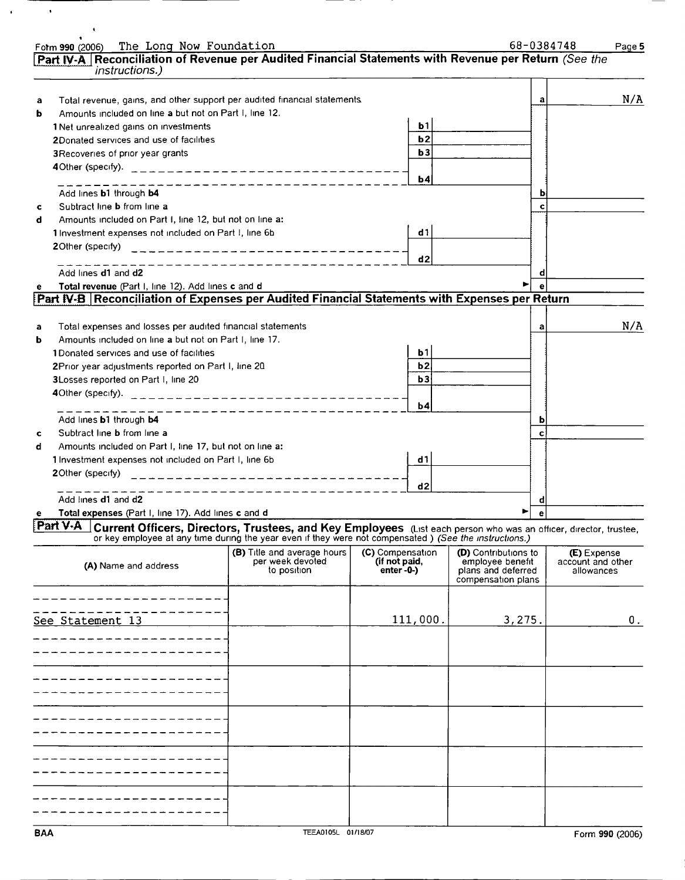Form 990 (2006) The Long Now Foundation 68-0384748

## Part IV-A Reconciliation of Revenue per Audited Financial Statements with Revenue per Return *(See the instructions.)*

| | | | | | |
|---|---|---|---|---|---|
| a | Total revenue, gains, and other support per audited financial statements | | | a | N/A |
| b | Amounts included on line a but not on Part I, line 12. | | | | |
| | 1 Net unrealized gains on investments | b1 | | | |
| | 2 Donated services and use of facilities | b2 | | | |
| | 3 Recoveries of prior year grants | b3 | | | |
| | 4 Other (specify). | b4 | | | |
| | Add lines b1 through b4 | | | b | |
| c | Subtract line b from line a | | | c | |
| d | Amounts included on Part I, line 12, but not on line a: | | | | |
| | 1 Investment expenses not included on Part I, line 6b | d1 | | | |
| | 2 Other (specify) | d2 | | | |
| | Add lines d1 and d2 | | | d | |
| e | **Total revenue** (Part I, line 12). Add lines c and d | | | e | |

## Part IV-B Reconciliation of Expenses per Audited Financial Statements with Expenses per Return

| | | | | | |
|---|---|---|---|---|---|
| a | Total expenses and losses per audited financial statements | | | a | N/A |
| b | Amounts included on line a but not on Part I, line 17. | | | | |
| | 1 Donated services and use of facilities | b1 | | | |
| | 2 Prior year adjustments reported on Part I, line 20 | b2 | | | |
| | 3 Losses reported on Part I, line 20 | b3 | | | |
| | 4 Other (specify). | b4 | | | |
| | Add lines b1 through b4 | | | b | |
| c | Subtract line b from line a | | | c | |
| d | Amounts included on Part I, line 17, but not on line a: | | | | |
| | 1 Investment expenses not included on Part I, line 6b | d1 | | | |
| | 2 Other (specify) | d2 | | | |
| | Add lines d1 and d2 | | | d | |
| e | **Total expenses** (Part I, line 17). Add lines c and d | | | e | |

## Part V-A Current Officers, Directors, Trustees, and Key Employees

(List each person who was an officer, director, trustee, or key employee at any time during the year even if they were not compensated.) *(See the instructions.)*

| (A) Name and address | (B) Title and average hours per week devoted to position | (C) Compensation (if not paid, enter -0-) | (D) Contributions to employee benefit plans and deferred compensation plans | (E) Expense account and other allowances |
|---|---|---|---|---|
| See Statement 13 | | 111,000. | 3,275. | 0. |
| | | | | |
| | | | | |
| | | | | |
| | | | | |
| | | | | |

BAA TEEA0105L 01/18/07 Form 990 (2006)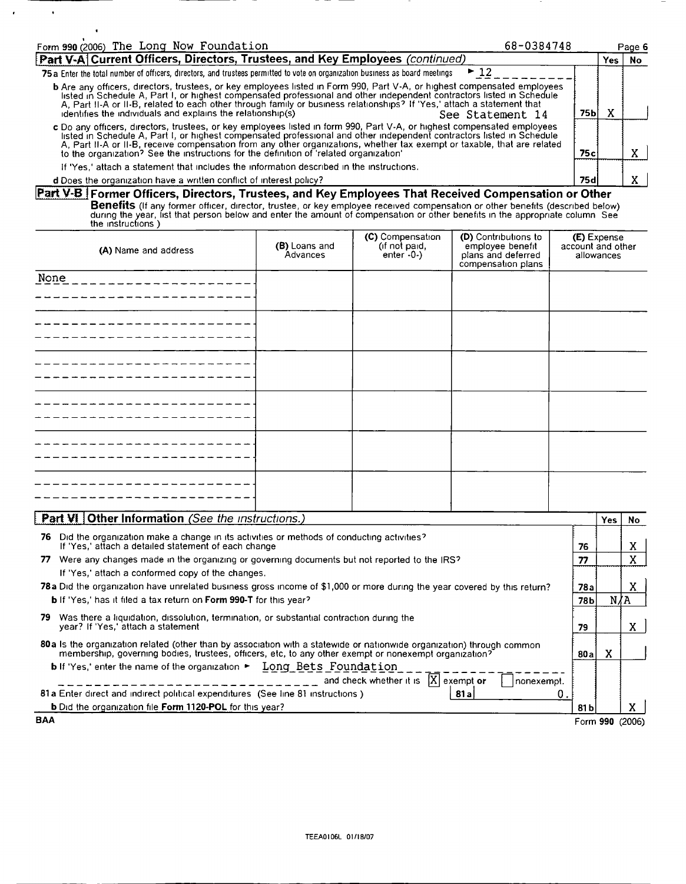Form 990 (2006) The Long Now Foundation 68-0384748

## Part V-A Current Officers, Directors, Trustees, and Key Employees *(continued)*

| | | Yes | No |
|---|---|---|---|
| **75a** Enter the total number of officers, directors, and trustees permitted to vote on organization business as board meetings ► 12 | | | |
| **b** Are any officers, directors, trustees, or key employees listed in Form 990, Part V-A, or highest compensated employees listed in Schedule A, Part I, or highest compensated professional and other independent contractors listed in Schedule A, Part II-A or II-B, related to each other through family or business relationships? If 'Yes,' attach a statement that identifies the individuals and explains the relationship(s) See Statement 14 | 75b | X | |
| **c** Do any officers, directors, trustees, or key employees listed in form 990, Part V-A, or highest compensated employees listed in Schedule A, Part I, or highest compensated professional and other independent contractors listed in Schedule A, Part II-A or II-B, receive compensation from any other organizations, whether tax exempt or taxable, that are related to the organization? See the instructions for the definition of 'related organization' | 75c | | X |
| If 'Yes,' attach a statement that includes the information described in the instructions. | | | |
| **d** Does the organization have a written conflict of interest policy? | 75d | | X |

## Part V-B Former Officers, Directors, Trustees, and Key Employees That Received Compensation or Other Benefits

(If any former officer, director, trustee, or key employee received compensation or other benefits (described below) during the year, list that person below and enter the amount of compensation or other benefits in the appropriate column See the instructions )

| (A) Name and address | (B) Loans and Advances | (C) Compensation (if not paid, enter -0-) | (D) Contributions to employee benefit plans and deferred compensation plans | (E) Expense account and other allowances |
|---|---|---|---|---|
| None | | | | |

## Part VI Other Information *(See the instructions.)*

| | | Yes | No |
|---|---|---|---|
| **76** Did the organization make a change in its activities or methods of conducting activities? If 'Yes,' attach a detailed statement of each change | 76 | | X |
| **77** Were any changes made in the organizing or governing documents but not reported to the IRS? | 77 | | X |
| If 'Yes,' attach a conformed copy of the changes. | | | |
| **78a** Did the organization have unrelated business gross income of $1,000 or more during the year covered by this return? | 78a | | X |
| **b** If 'Yes,' has it filed a tax return on **Form 990-T** for this year? | 78b | N/A | |
| **79** Was there a liquidation, dissolution, termination, or substantial contraction during the year? If 'Yes,' attach a statement | 79 | | X |
| **80a** Is the organization related (other than by association with a statewide or nationwide organization) through common membership, governing bodies, trustees, officers, etc, to any other exempt or nonexempt organization? | 80a | X | |
| **b** If 'Yes,' enter the name of the organization ► Long Bets Foundation and check whether it is [X] exempt or [ ] nonexempt. | | | |
| **81a** Enter direct and indirect political expenditures (See line 81 instructions) 81a 0. | | | |
| **b** Did the organization file **Form 1120-POL** for this year? | 81b | | X |

BAA Form **990** (2006)

TEEA0106L 01/18/07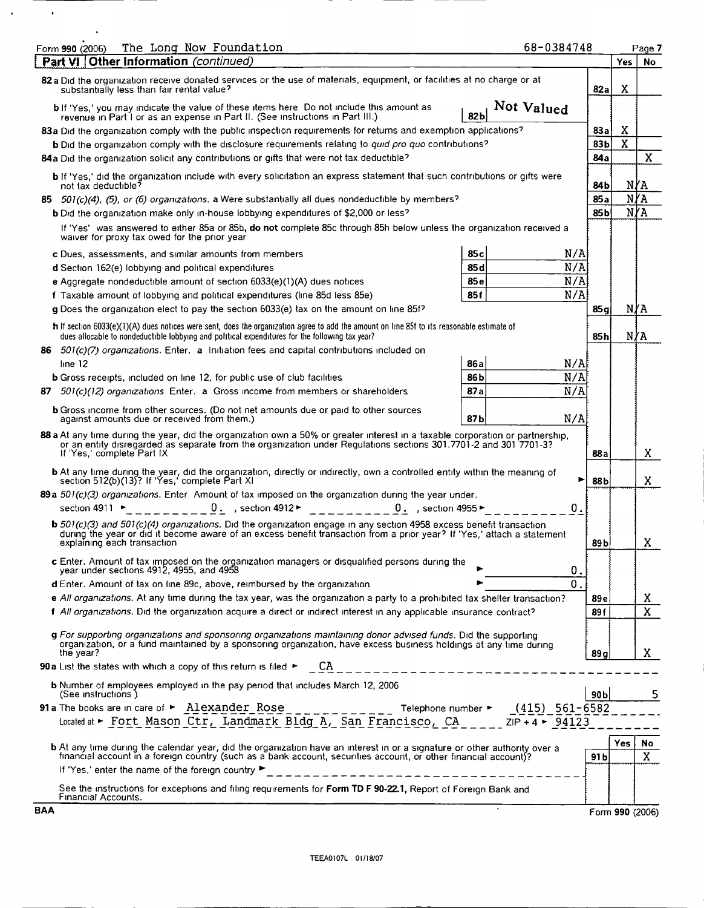Form 990 (2006) The Long Now Foundation 68-0384748

## Part VI Other Information *(continued)*

| | | | Yes | No |
|---|---|---|---|---|
| **82a** Did the organization receive donated services or the use of materials, equipment, or facilities at no charge or at substantially less than fair rental value? | | 82a | X | |
| **b** If 'Yes,' you may indicate the value of these items here Do not include this amount as revenue in Part I or as an expense in Part II. (See instructions in Part III.) | 82b Not Valued | | | |
| **83a** Did the organization comply with the public inspection requirements for returns and exemption applications? | | 83a | X | |
| **b** Did the organization comply with the disclosure requirements relating to *quid pro quo* contributions? | | 83b | X | |
| **84a** Did the organization solicit any contributions or gifts that were not tax deductible? | | 84a | | X |
| **b** If 'Yes,' did the organization include with every solicitation an express statement that such contributions or gifts were not tax deductible? | | 84b | N/A | |
| **85** *501(c)(4), (5), or (6) organizations.* **a** Were substantially all dues nondeductible by members? | | 85a | N/A | |
| **b** Did the organization make only in-house lobbying expenditures of $2,000 or less? | | 85b | N/A | |
| If 'Yes' was answered to either 85a or 85b, **do not** complete 85c through 85h below unless the organization received a waiver for proxy tax owed for the prior year | | | | |
| **c** Dues, assessments, and similar amounts from members | 85c N/A | | | |
| **d** Section 162(e) lobbying and political expenditures | 85d N/A | | | |
| **e** Aggregate nondeductible amount of section 6033(e)(1)(A) dues notices | 85e N/A | | | |
| **f** Taxable amount of lobbying and political expenditures (line 85d less 85e) | 85f N/A | | | |
| **g** Does the organization elect to pay the section 6033(e) tax on the amount on line 85f? | | 85g | N/A | |
| **h** If section 6033(e)(1)(A) dues notices were sent, does the organization agree to add the amount on line 85f to its reasonable estimate of dues allocable to nondeductible lobbying and political expenditures for the following tax year? | | 85h | N/A | |
| **86** *501(c)(7) organizations.* Enter. **a** Initiation fees and capital contributions included on line 12 | 86a N/A | | | |
| **b** Gross receipts, included on line 12, for public use of club facilities | 86b N/A | | | |
| **87** *501(c)(12) organizations* Enter. **a** Gross income from members or shareholders | 87a N/A | | | |
| **b** Gross income from other sources. (Do not net amounts due or paid to other sources against amounts due or received from them.) | 87b N/A | | | |
| **88a** At any time during the year, did the organization own a 50% or greater interest in a taxable corporation or partnership, or an entity disregarded as separate from the organization under Regulations sections 301.7701-2 and 301.7701-3? If 'Yes,' complete Part IX | | 88a | | X |
| **b** At any time during the year, did the organization, directly or indirectly, own a controlled entity within the meaning of section 512(b)(13)? If 'Yes,' complete Part XI | | 88b | | X |
| **89a** *501(c)(3) organizations.* Enter Amount of tax imposed on the organization during the year under. section 4911 ► 0. , section 4912 ► 0. , section 4955 ► 0. | | | | |
| **b** *501(c)(3) and 501(c)(4) organizations.* Did the organization engage in any section 4958 excess benefit transaction during the year or did it become aware of an excess benefit transaction from a prior year? If 'Yes,' attach a statement explaining each transaction | | 89b | | X |
| **c** Enter. Amount of tax imposed on the organization managers or disqualified persons during the year under sections 4912, 4955, and 4958 | ► 0. | | | |
| **d** Enter. Amount of tax on line 89c, above, reimbursed by the organization | ► 0. | | | |
| **e** *All organizations.* At any time during the tax year, was the organization a party to a prohibited tax shelter transaction? | | 89e | | X |
| **f** *All organizations.* Did the organization acquire a direct or indirect interest in any applicable insurance contract? | | 89f | | X |
| **g** *For supporting organizations and sponsoring organizations maintaining donor advised funds.* Did the supporting organization, or a fund maintained by a sponsoring organization, have excess business holdings at any time during the year? | | 89g | | X |

**90a** List the states with which a copy of this return is filed ► CA

**b** Number of employees employed in the pay period that includes March 12, 2006 (See instructions) — 90b: 5

**91a** The books are in care of ► Alexander Rose Telephone number ► (415) 561-6582

Located at ► Fort Mason Ctr, Landmark Bldg A, San Francisco, CA ZIP + 4 ► 94123

| | | Yes | No |
|---|---|---|---|
| **b** At any time during the calendar year, did the organization have an interest in or a signature or other authority over a financial account in a foreign country (such as a bank account, securities account, or other financial account)? | 91b | | X |

If 'Yes,' enter the name of the foreign country ►

See the instructions for exceptions and filing requirements for **Form TD F 90-22.1**, Report of Foreign Bank and Financial Accounts.

BAA Form **990** (2006)

TEEA0107L 01/18/07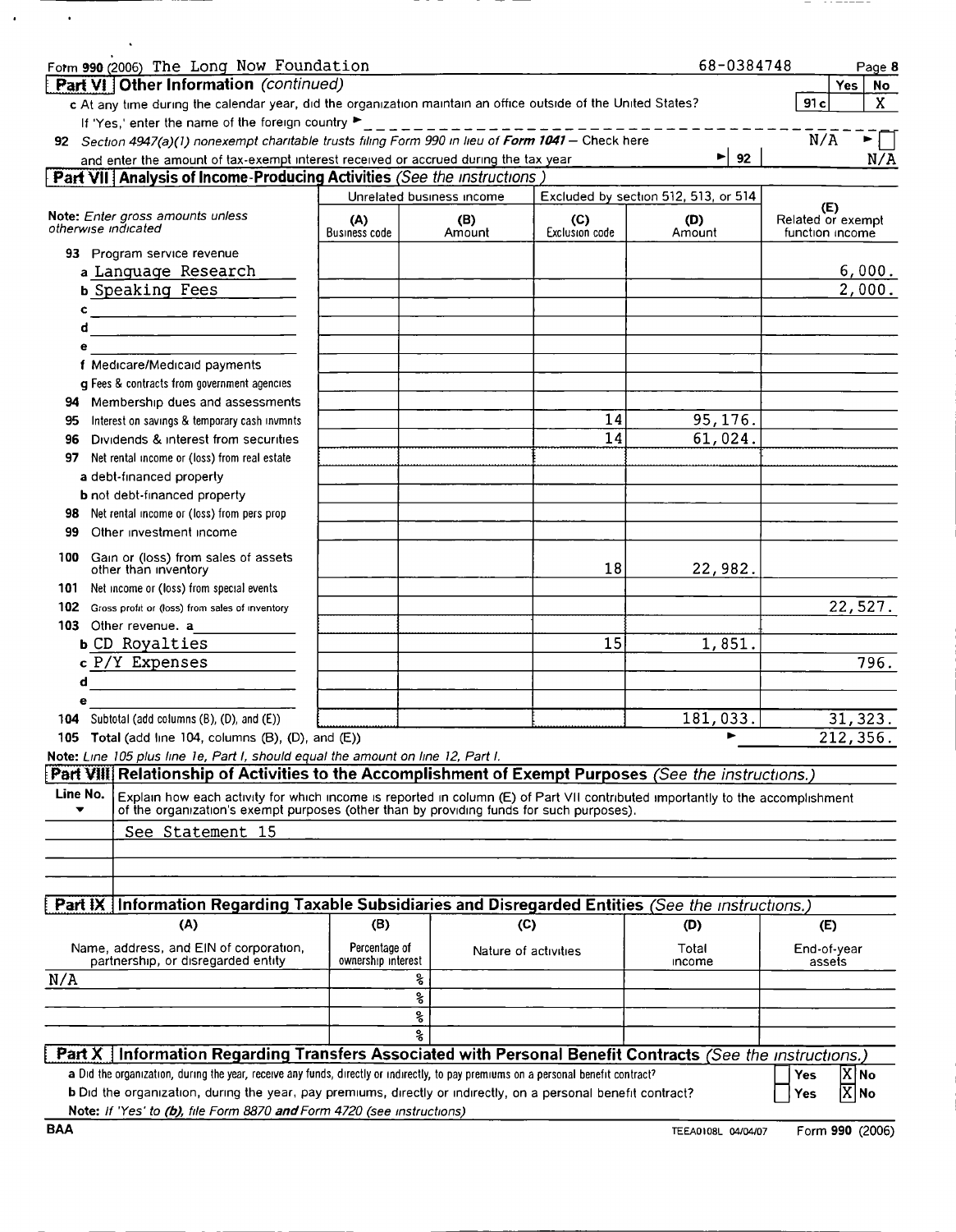Form 990 (2006) The Long Now Foundation 68-0384748 Page 8

**Part VI | Other Information** *(continued)*

| | | Yes | No |
|---|---|---|---|
| c At any time during the calendar year, did the organization maintain an office outside of the United States? If 'Yes,' enter the name of the foreign country ► | 91c | | X |

92 Section 4947(a)(1) nonexempt charitable trusts filing Form 990 in lieu of **Form 1041** – Check here N/A ►☐
and enter the amount of tax-exempt interest received or accrued during the tax year ► 92 N/A

**Part VII | Analysis of Income-Producing Activities** *(See the instructions.)*

| Note: *Enter gross amounts unless otherwise indicated* | Unrelated business income | | Excluded by section 512, 513, or 514 | | (E) Related or exempt function income |
|---|---|---|---|---|---|
| | (A) Business code | (B) Amount | (C) Exclusion code | (D) Amount | |
| 93 Program service revenue | | | | | |
| a Language Research | | | | | 6,000. |
| b Speaking Fees | | | | | 2,000. |
| c | | | | | |
| d | | | | | |
| e | | | | | |
| f Medicare/Medicaid payments | | | | | |
| g Fees & contracts from government agencies | | | | | |
| 94 Membership dues and assessments | | | | | |
| 95 Interest on savings & temporary cash invmnts | | | 14 | 95,176. | |
| 96 Dividends & interest from securities | | | 14 | 61,024. | |
| 97 Net rental income or (loss) from real estate | | | | | |
| a debt-financed property | | | | | |
| b not debt-financed property | | | | | |
| 98 Net rental income or (loss) from pers prop | | | | | |
| 99 Other investment income | | | | | |
| 100 Gain or (loss) from sales of assets other than inventory | | | 18 | 22,982. | |
| 101 Net income or (loss) from special events | | | | | |
| 102 Gross profit or (loss) from sales of inventory | | | | | 22,527. |
| 103 Other revenue. a | | | | | |
| b CD Royalties | | | 15 | 1,851. | |
| c P/Y Expenses | | | | | 796. |
| d | | | | | |
| e | | | | | |
| 104 Subtotal (add columns (B), (D), and (E)) | | | | 181,033. | 31,323. |
| 105 Total (add line 104, columns (B), (D), and (E)) | | | | ► | 212,356. |

Note: *Line 105 plus line 1e, Part I, should equal the amount on line 12, Part I.*

**Part VIII | Relationship of Activities to the Accomplishment of Exempt Purposes** *(See the instructions.)*

| Line No. ▼ | Explain how each activity for which income is reported in column (E) of Part VII contributed importantly to the accomplishment of the organization's exempt purposes (other than by providing funds for such purposes). |
|---|---|
| | See Statement 15 |

**Part IX | Information Regarding Taxable Subsidiaries and Disregarded Entities** *(See the instructions.)*

| (A) Name, address, and EIN of corporation, partnership, or disregarded entity | (B) Percentage of ownership interest | (C) Nature of activities | (D) Total income | (E) End-of-year assets |
|---|---|---|---|---|
| N/A | % | | | |
| | % | | | |
| | % | | | |
| | % | | | |

**Part X | Information Regarding Transfers Associated with Personal Benefit Contracts** *(See the instructions.)*

a Did the organization, during the year, receive any funds, directly or indirectly, to pay premiums on a personal benefit contract? ☐ Yes ☒ No

b Did the organization, during the year, pay premiums, directly or indirectly, on a personal benefit contract? ☐ Yes ☒ No

Note: *If 'Yes' to (b), file Form 8870 and Form 4720 (see instructions)*

BAA TEEA0108L 04/04/07 Form 990 (2006)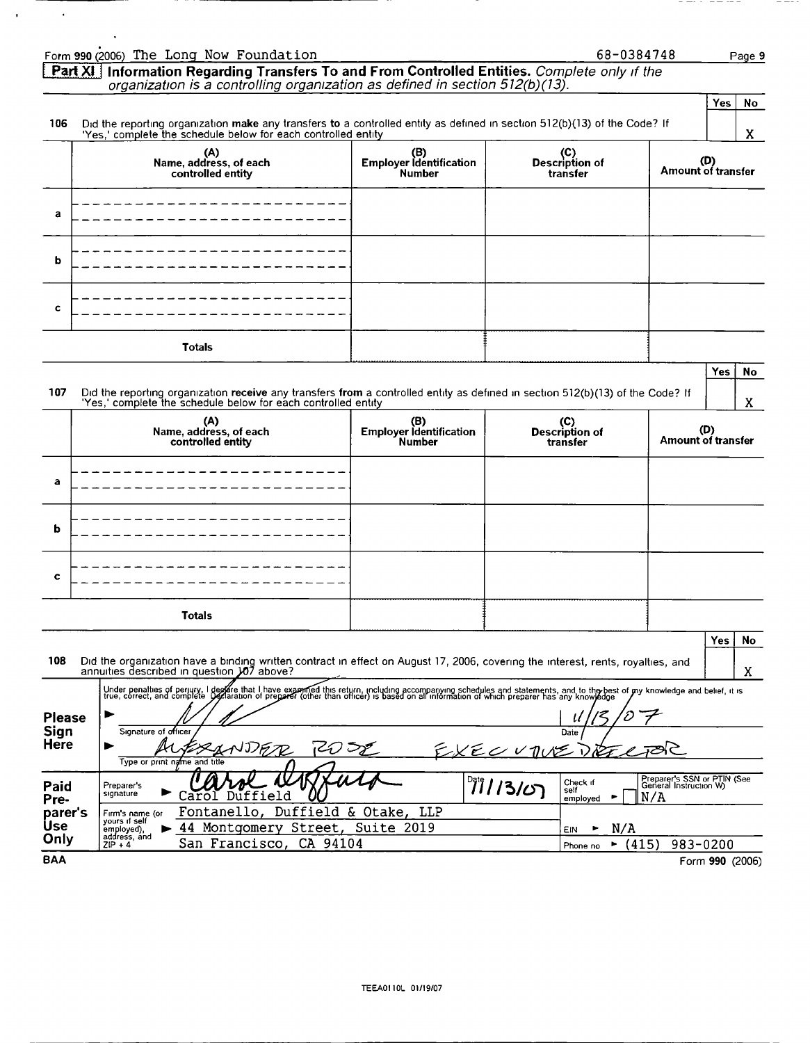Form 990 (2006) The Long Now Foundation 68-0384748

**Part XI** **Information Regarding Transfers To and From Controlled Entities.** *Complete only if the organization is a controlling organization as defined in section 512(b)(13).*

| | | Yes | No |
|---|---|---|---|
| 106 | Did the reporting organization **make** any transfers **to** a controlled entity as defined in section 512(b)(13) of the Code? If 'Yes,' complete the schedule below for each controlled entity | | X |

| | (A) Name, address, of each controlled entity | (B) Employer Identification Number | (C) Description of transfer | (D) Amount of transfer |
|---|---|---|---|---|
| a | | | | |
| b | | | | |
| c | | | | |
| | Totals | | | |

| | | Yes | No |
|---|---|---|---|
| 107 | Did the reporting organization **receive** any transfers **from** a controlled entity as defined in section 512(b)(13) of the Code? If 'Yes,' complete the schedule below for each controlled entity | | X |

| | (A) Name, address, of each controlled entity | (B) Employer Identification Number | (C) Description of transfer | (D) Amount of transfer |
|---|---|---|---|---|
| a | | | | |
| b | | | | |
| c | | | | |
| | Totals | | | |

| | | Yes | No |
|---|---|---|---|
| 108 | Did the organization have a binding written contract in effect on August 17, 2006, covering the interest, rents, royalties, and annuities described in question 107 above? | | X |

**Please Sign Here**

Under penalties of perjury, I declare that I have examined this return, including accompanying schedules and statements, and to the best of my knowledge and belief, it is true, correct, and complete. Declaration of preparer (other than officer) is based on all information of which preparer has any knowledge

Signature of officer: [signature] Date: 11/13/07

Type or print name and title: ALEXANDER ROSE EXECUTIVE DIRECTOR

**Paid Preparer's Use Only**

| | | | |
|---|---|---|---|
| Preparer's signature | Carol Duffield [signature] | Date 11/13/07 | Check if self employed ☐ | Preparer's SSN or PTIN (See General Instruction W) N/A |
| Firm's name (or yours if self employed), address, and ZIP + 4 | Fontanello, Duffield & Otake, LLP<br>44 Montgomery Street, Suite 2019<br>San Francisco, CA 94104 | | EIN ► N/A<br>Phone no ► (415) 983-0200 | |

BAA Form **990** (2006)

TEEA0110L 01/19/07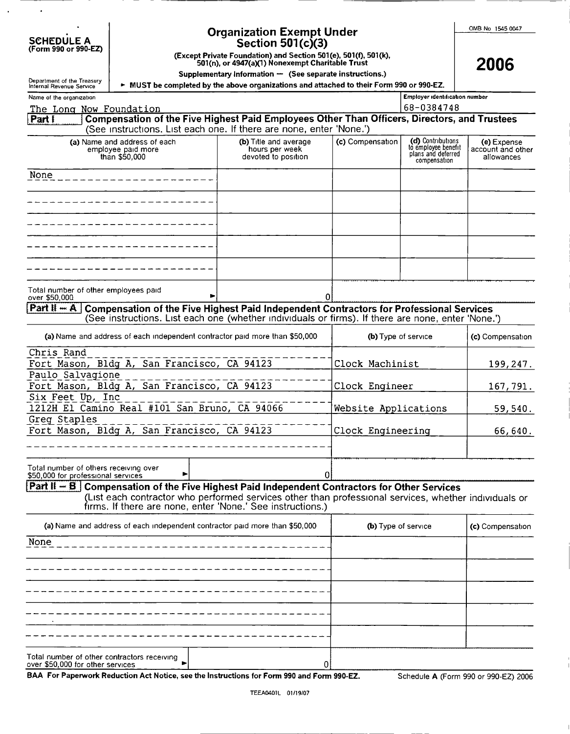**SCHEDULE A**
**(Form 990 or 990-EZ)**

Department of the Treasury
Internal Revenue Service

# Organization Exempt Under Section 501(c)(3)

**(Except Private Foundation) and Section 501(e), 501(f), 501(k), 501(n), or 4947(a)(1) Nonexempt Charitable Trust**

**Supplementary Information — (See separate instructions.)**

► **MUST be completed by the above organizations and attached to their Form 990 or 990-EZ.**

OMB No 1545 0047

**2006**

Name of the organization: The Long Now Foundation

Employer identification number: 68-0384748

## Part I — Compensation of the Five Highest Paid Employees Other Than Officers, Directors, and Trustees

(See instructions. List each one. If there are none, enter 'None.')

| (a) Name and address of each employee paid more than $50,000 | (b) Title and average hours per week devoted to position | (c) Compensation | (d) Contributions to employee benefit plans and deferred compensation | (e) Expense account and other allowances |
|---|---|---|---|---|
| None | | | | |
| | | | | |
| | | | | |
| | | | | |
| | | | | |

Total number of other employees paid over $50,000 ► 0

## Part II – A — Compensation of the Five Highest Paid Independent Contractors for Professional Services

(See instructions. List each one (whether individuals or firms). If there are none, enter 'None.')

| (a) Name and address of each independent contractor paid more than $50,000 | (b) Type of service | (c) Compensation |
|---|---|---|
| Chris Rand<br>Fort Mason, Bldg A, San Francisco, CA 94123 | Clock Machinist | 199,247. |
| Paulo Salvagione<br>Fort Mason, Bldg A, San Francisco, CA 94123 | Clock Engineer | 167,791. |
| Six Feet Up, Inc<br>1212H El Camino Real #101 San Bruno, CA 94066 | Website Applications | 59,540. |
| Greg Staples<br>Fort Mason, Bldg A, San Francisco, CA 94123 | Clock Engineering | 66,640. |
| | | |

Total number of others receiving over $50,000 for professional services ► 0

## Part II – B — Compensation of the Five Highest Paid Independent Contractors for Other Services

(List each contractor who performed services other than professional services, whether individuals or firms. If there are none, enter 'None.' See instructions.)

| (a) Name and address of each independent contractor paid more than $50,000 | (b) Type of service | (c) Compensation |
|---|---|---|
| None | | |
| | | |
| | | |
| | | |
| | | |

Total number of other contractors receiving over $50,000 for other services ► 0

**BAA For Paperwork Reduction Act Notice, see the Instructions for Form 990 and Form 990-EZ.** Schedule A (Form 990 or 990-EZ) 2006

TEEA0401L 01/19/07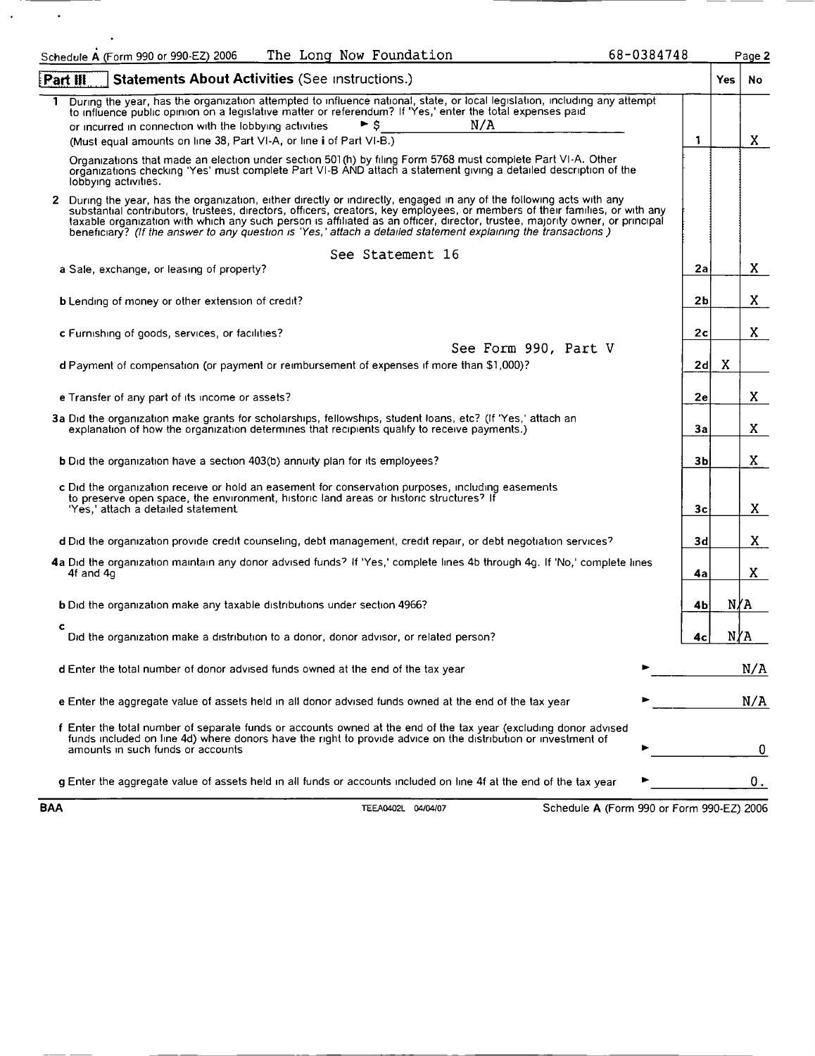Schedule A (Form 990 or 990-EZ) 2006 The Long Now Foundation 68-0384748 Page 2

## Part III Statements About Activities (See instructions.)

| | | | Yes | No |
|---|---|---|---|---|
| **1** | During the year, has the organization attempted to influence national, state, or local legislation, including any attempt to influence public opinion on a legislative matter or referendum? If 'Yes,' enter the total expenses paid or incurred in connection with the lobbying activities ► $ N/A (Must equal amounts on line 38, Part VI-A, or line **i** of Part VI-B.) | 1 | | X |
| | Organizations that made an election under section 501(h) by filing Form 5768 must complete Part VI-A. Other organizations checking 'Yes' must complete Part VI-B AND attach a statement giving a detailed description of the lobbying activities. | | | |
| **2** | During the year, has the organization, either directly or indirectly, engaged in any of the following acts with any substantial contributors, trustees, directors, officers, creators, key employees, or members of their families, or with any taxable organization with which any such person is affiliated as an officer, director, trustee, majority owner, or principal beneficiary? *(If the answer to any question is 'Yes,' attach a detailed statement explaining the transactions.)* See Statement 16 | | | |
| a | Sale, exchange, or leasing of property? | 2a | | X |
| b | Lending of money or other extension of credit? | 2b | | X |
| c | Furnishing of goods, services, or facilities? | 2c | | X |
| d | Payment of compensation (or payment or reimbursement of expenses if more than $1,000)? See Form 990, Part V | 2d | X | |
| e | Transfer of any part of its income or assets? | 2e | | X |
| **3a** | Did the organization make grants for scholarships, fellowships, student loans, etc? (If 'Yes,' attach an explanation of how the organization determines that recipients qualify to receive payments.) | 3a | | X |
| b | Did the organization have a section 403(b) annuity plan for its employees? | 3b | | X |
| c | Did the organization receive or hold an easement for conservation purposes, including easements to preserve open space, the environment, historic land areas or historic structures? If 'Yes,' attach a detailed statement | 3c | | X |
| d | Did the organization provide credit counseling, debt management, credit repair, or debt negotiation services? | 3d | | X |
| **4a** | Did the organization maintain any donor advised funds? If 'Yes,' complete lines 4b through 4g. If 'No,' complete lines 4f and 4g | 4a | | X |
| b | Did the organization make any taxable distributions under section 4966? | 4b | N/A | |
| c | Did the organization make a distribution to a donor, donor advisor, or related person? | 4c | N/A | |

d Enter the total number of donor advised funds owned at the end of the tax year ► N/A

e Enter the aggregate value of assets held in all donor advised funds owned at the end of the tax year ► N/A

f Enter the total number of separate funds or accounts owned at the end of the tax year (excluding donor advised funds included on line 4d) where donors have the right to provide advice on the distribution or investment of amounts in such funds or accounts ► 0

g Enter the aggregate value of assets held in all funds or accounts included on line 4f at the end of the tax year ► 0.

BAA TEEA0402L 04/04/07 Schedule A (Form 990 or Form 990-EZ) 2006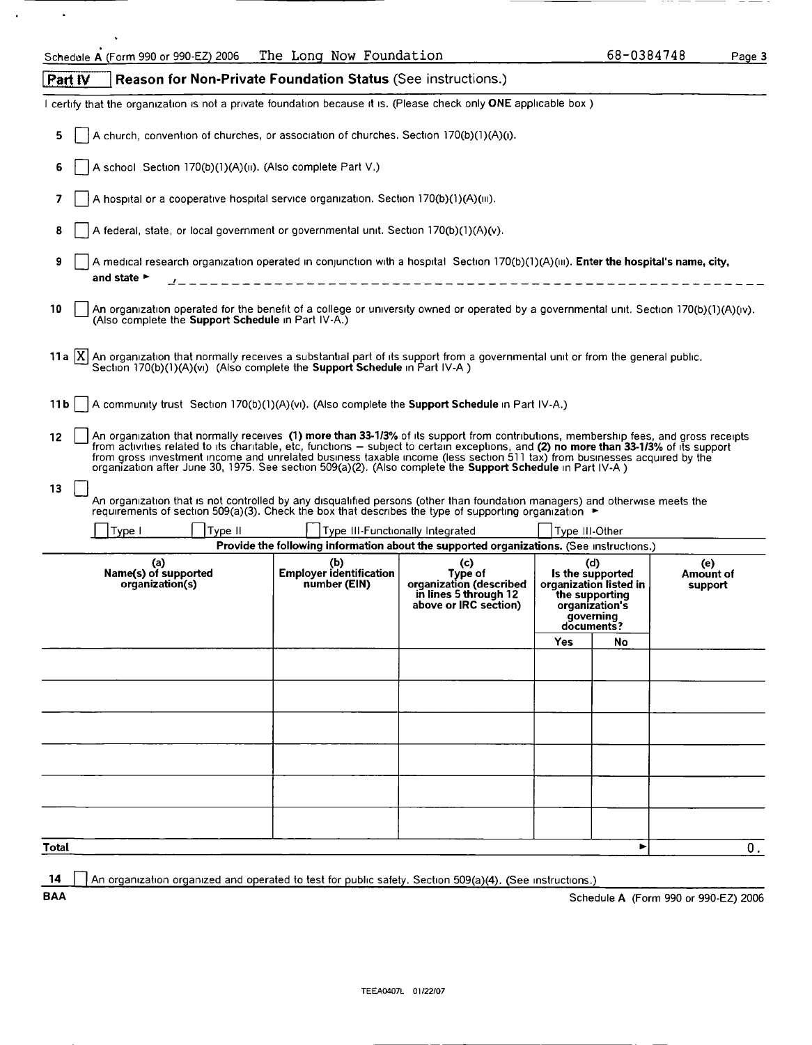Schedule A (Form 990 or 990-EZ) 2006 The Long Now Foundation 68-0384748

## Part IV Reason for Non-Private Foundation Status (See instructions.)

I certify that the organization is not a private foundation because it is. (Please check only **ONE** applicable box )

5 [ ] A church, convention of churches, or association of churches. Section 170(b)(1)(A)(i).

6 [ ] A school Section 170(b)(1)(A)(ii). (Also complete Part V.)

7 [ ] A hospital or a cooperative hospital service organization. Section 170(b)(1)(A)(iii).

8 [ ] A federal, state, or local government or governmental unit. Section 170(b)(1)(A)(v).

9 [ ] A medical research organization operated in conjunction with a hospital Section 170(b)(1)(A)(iii). **Enter the hospital's name, city, and state** ► _______________________________

10 [ ] An organization operated for the benefit of a college or university owned or operated by a governmental unit. Section 170(b)(1)(A)(iv). (Also complete the **Support Schedule** in Part IV-A.)

11a [X] An organization that normally receives a substantial part of its support from a governmental unit or from the general public. Section 170(b)(1)(A)(vi) (Also complete the **Support Schedule** in Part IV-A )

11b [ ] A community trust Section 170(b)(1)(A)(vi). (Also complete the **Support Schedule** in Part IV-A.)

12 [ ] An organization that normally receives **(1) more than 33-1/3%** of its support from contributions, membership fees, and gross receipts from activities related to its charitable, etc, functions – subject to certain exceptions, and **(2) no more than 33-1/3%** of its support from gross investment income and unrelated business taxable income (less section 511 tax) from businesses acquired by the organization after June 30, 1975. See section 509(a)(2). (Also complete the **Support Schedule** in Part IV-A )

13 [ ] An organization that is not controlled by any disqualified persons (other than foundation managers) and otherwise meets the requirements of section 509(a)(3). Check the box that describes the type of supporting organization ►

[ ] Type I [ ] Type II [ ] Type III-Functionally Integrated [ ] Type III-Other

**Provide the following information about the supported organizations.** (See instructions.)

| (a) Name(s) of supported organization(s) | (b) Employer identification number (EIN) | (c) Type of organization (described in lines 5 through 12 above or IRC section) | (d) Is the supported organization listed in the supporting organization's governing documents? Yes | No | (e) Amount of support |
|---|---|---|---|---|---|
| | | | | | |
| | | | | | |
| | | | | | |
| | | | | | |
| | | | | | |
| | | | | | |
| **Total** | | | | ► | 0. |

14 [ ] An organization organized and operated to test for public safety. Section 509(a)(4). (See instructions.)

BAA Schedule A (Form 990 or 990-EZ) 2006

TEEA0407L 01/22/07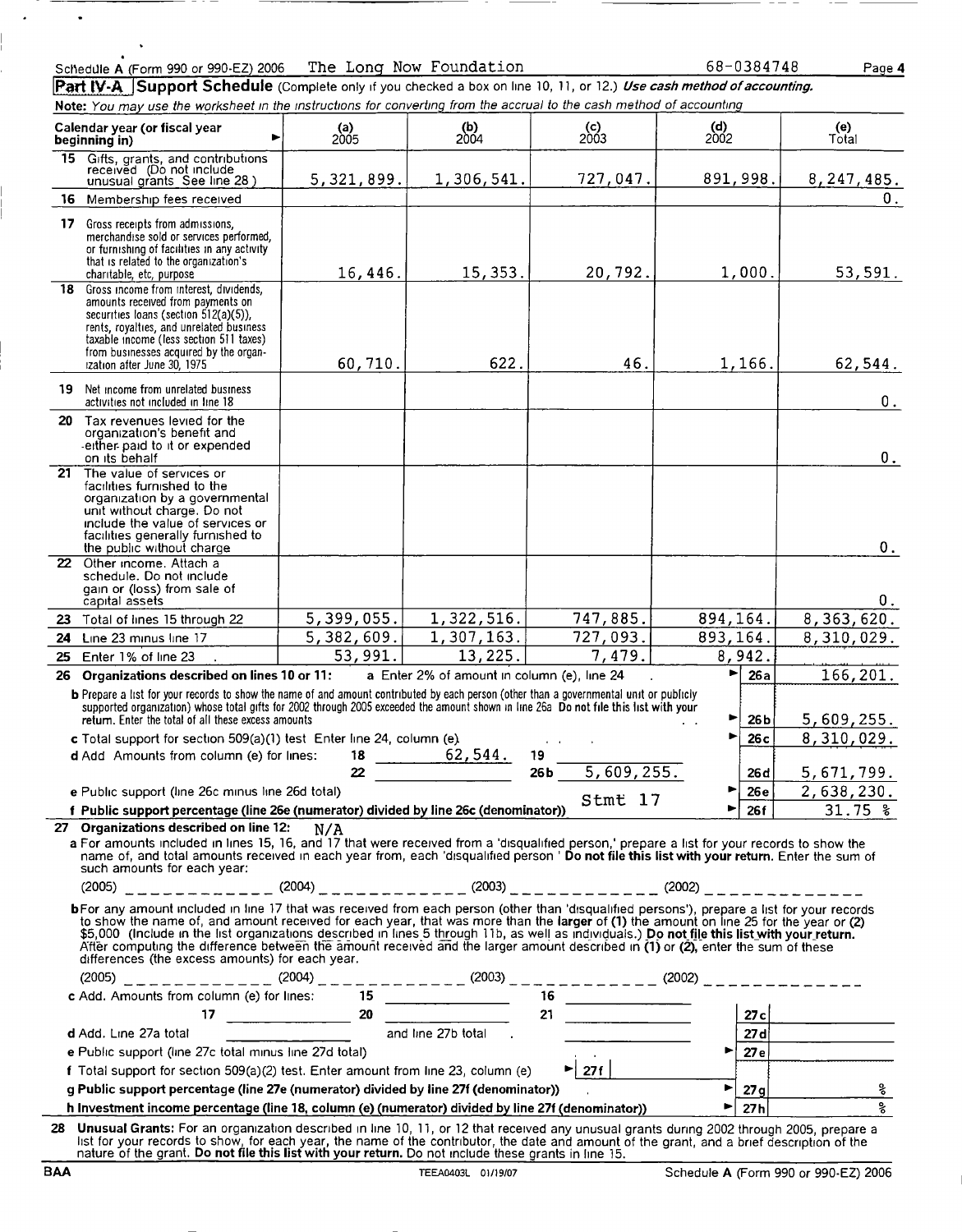Schedule A (Form 990 or 990-EZ) 2006 The Long Now Foundation 68-0384748 Page 4

## Part IV-A Support Schedule (Complete only if you checked a box on line 10, 11, or 12.) *Use cash method of accounting.*

**Note:** *You may use the worksheet in the instructions for converting from the accrual to the cash method of accounting*

| Calendar year (or fiscal year beginning in) ► | (a) 2005 | (b) 2004 | (c) 2003 | (d) 2002 | (e) Total |
|---|---|---|---|---|---|
| **15** Gifts, grants, and contributions received (Do not include unusual grants See line 28) | 5,321,899. | 1,306,541. | 727,047. | 891,998. | 8,247,485. |
| **16** Membership fees received | | | | | 0. |
| **17** Gross receipts from admissions, merchandise sold or services performed, or furnishing of facilities in any activity that is related to the organization's charitable, etc, purpose | 16,446. | 15,353. | 20,792. | 1,000. | 53,591. |
| **18** Gross income from interest, dividends, amounts received from payments on securities loans (section 512(a)(5)), rents, royalties, and unrelated business taxable income (less section 511 taxes) from businesses acquired by the organization after June 30, 1975 | 60,710. | 622. | 46. | 1,166. | 62,544. |
| **19** Net income from unrelated business activities not included in line 18 | | | | | 0. |
| **20** Tax revenues levied for the organization's benefit and either paid to it or expended on its behalf | | | | | 0. |
| **21** The value of services or facilities furnished to the organization by a governmental unit without charge. Do not include the value of services or facilities generally furnished to the public without charge | | | | | 0. |
| **22** Other income. Attach a schedule. Do not include gain or (loss) from sale of capital assets | | | | | 0. |
| **23** Total of lines 15 through 22 | 5,399,055. | 1,322,516. | 747,885. | 894,164. | 8,363,620. |
| **24** Line 23 minus line 17 | 5,382,609. | 1,307,163. | 727,093. | 893,164. | 8,310,029. |
| **25** Enter 1% of line 23 | 53,991. | 13,225. | 7,479. | 8,942. | |

**26 Organizations described on lines 10 or 11:** a Enter 2% of amount in column (e), line 24 ► **26a** 166,201.

**b** Prepare a list for your records to show the name of and amount contributed by each person (other than a governmental unit or publicly supported organization) whose total gifts for 2002 through 2005 exceeded the amount shown in line 26a Do not file this list with your return. Enter the total of all these excess amounts ► **26b** 5,609,255.

**c** Total support for section 509(a)(1) test Enter line 24, column (e) ► **26c** 8,310,029.

**d** Add Amounts from column (e) for lines: 18 62,544. 19 ______ 22 ______ 26b 5,609,255. **26d** 5,671,799.

**e** Public support (line 26c minus line 26d total) ► **26e** 2,638,230.

**f Public support percentage (line 26e (numerator) divided by line 26c (denominator))** Stmt 17 ► **26f** 31.75 %

**27 Organizations described on line 12:** N/A

**a** For amounts included in lines 15, 16, and 17 that were received from a 'disqualified person,' prepare a list for your records to show the name of, and total amounts received in each year from, each 'disqualified person' **Do not file this list with your return.** Enter the sum of such amounts for each year:

(2005) ____________ (2004) ____________ (2003) ____________ (2002) ____________

**b** For any amount included in line 17 that was received from each person (other than 'disqualified persons'), prepare a list for your records to show the name of, and amount received for each year, that was more than the **larger of (1)** the amount on line 25 for the year or **(2)** $5,000 (Include in the list organizations described in lines 5 through 11b, as well as individuals.) **Do not file this list with your return.** After computing the difference between the amount received and the larger amount described in **(1)** or **(2)**, enter the sum of these differences (the excess amounts) for each year.

(2005) ____________ (2004) ____________ (2003) ____________ (2002) ____________

**c** Add. Amounts from column (e) for lines: 15 ______ 16 ______ 17 ______ 20 ______ 21 ______ **27c** ______

**d** Add. Line 27a total ______ and line 27b total ______ **27d** ______

**e** Public support (line 27c total minus line 27d total) ► **27e** ______

**f** Total support for section 509(a)(2) test. Enter amount from line 23, column (e) ► **27f** ______

**g Public support percentage (line 27e (numerator) divided by line 27f (denominator))** ► **27g** %

**h Investment income percentage (line 18, column (e) (numerator) divided by line 27f (denominator))** ► **27h** %

**28 Unusual Grants:** For an organization described in line 10, 11, or 12 that received any unusual grants during 2002 through 2005, prepare a list for your records to show, for each year, the name of the contributor, the date and amount of the grant, and a brief description of the nature of the grant. **Do not file this list with your return.** Do not include these grants in line 15.

BAA TEEA0403L 01/19/07 Schedule A (Form 990 or 990-EZ) 2006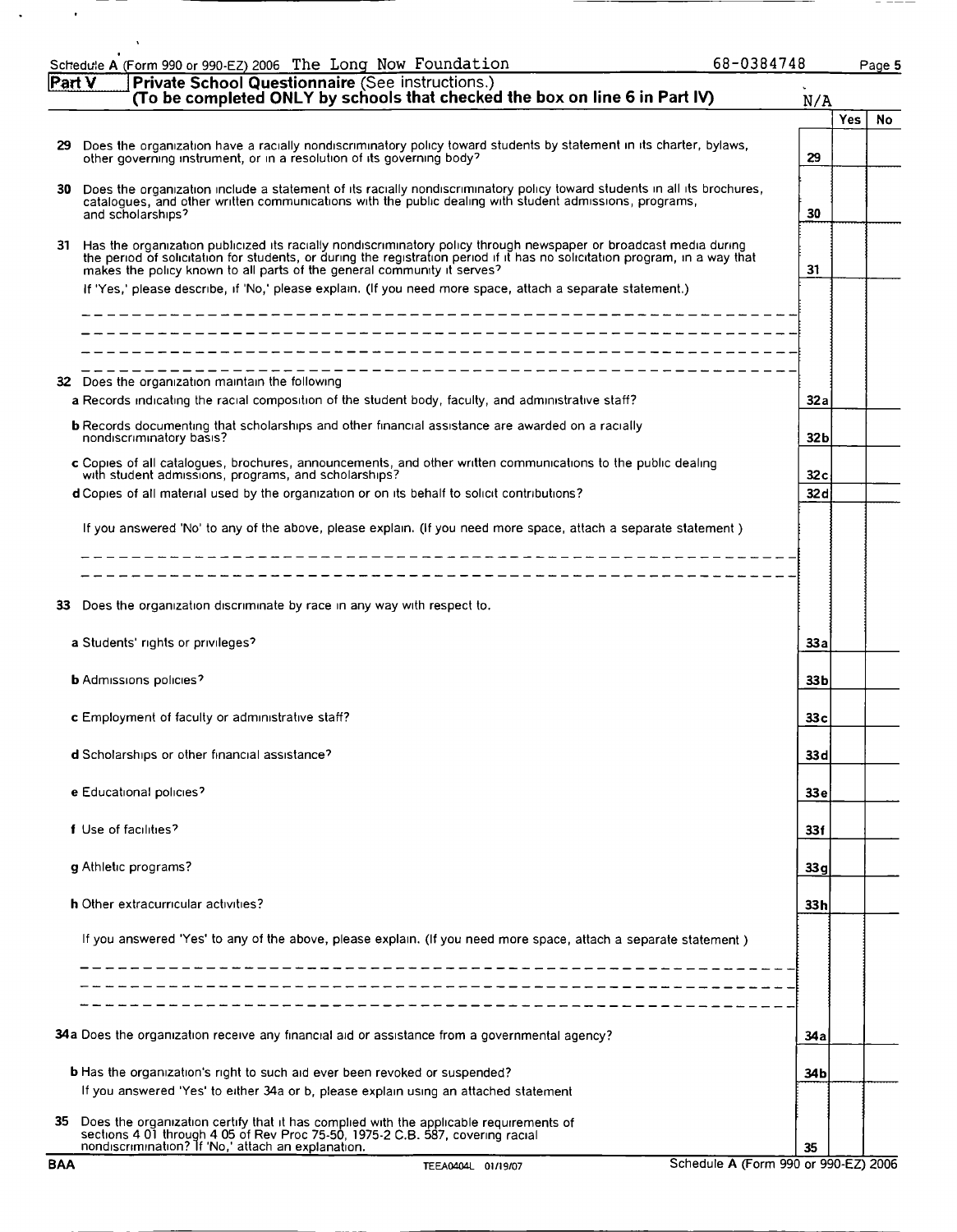Schedule A (Form 990 or 990-EZ) 2006 The Long Now Foundation 68-0384748

## Part V — Private School Questionnaire (See instructions.)
**(To be completed ONLY by schools that checked the box on line 6 in Part IV)** N/A

| | | | Yes | No |
|---|---|---|---|---|
| **29** | Does the organization have a racially nondiscriminatory policy toward students by statement in its charter, bylaws, other governing instrument, or in a resolution of its governing body? | 29 | | |
| **30** | Does the organization include a statement of its racially nondiscriminatory policy toward students in all its brochures, catalogues, and other written communications with the public dealing with student admissions, programs, and scholarships? | 30 | | |
| **31** | Has the organization publicized its racially nondiscriminatory policy through newspaper or broadcast media during the period of solicitation for students, or during the registration period if it has no solicitation program, in a way that makes the policy known to all parts of the general community it serves? | 31 | | |

If 'Yes,' please describe, if 'No,' please explain. (If you need more space, attach a separate statement.)

| | | | Yes | No |
|---|---|---|---|---|
| **32** | Does the organization maintain the following | | | |
| **a** | Records indicating the racial composition of the student body, faculty, and administrative staff? | 32a | | |
| **b** | Records documenting that scholarships and other financial assistance are awarded on a racially nondiscriminatory basis? | 32b | | |
| **c** | Copies of all catalogues, brochures, announcements, and other written communications to the public dealing with student admissions, programs, and scholarships? | 32c | | |
| **d** | Copies of all material used by the organization or on its behalf to solicit contributions? | 32d | | |

If you answered 'No' to any of the above, please explain. (If you need more space, attach a separate statement.)

| | | | Yes | No |
|---|---|---|---|---|
| **33** | Does the organization discriminate by race in any way with respect to. | | | |
| **a** | Students' rights or privileges? | 33a | | |
| **b** | Admissions policies? | 33b | | |
| **c** | Employment of faculty or administrative staff? | 33c | | |
| **d** | Scholarships or other financial assistance? | 33d | | |
| **e** | Educational policies? | 33e | | |
| **f** | Use of facilities? | 33f | | |
| **g** | Athletic programs? | 33g | | |
| **h** | Other extracurricular activities? | 33h | | |

If you answered 'Yes' to any of the above, please explain. (If you need more space, attach a separate statement.)

| | | | Yes | No |
|---|---|---|---|---|
| **34a** | Does the organization receive any financial aid or assistance from a governmental agency? | 34a | | |
| **b** | Has the organization's right to such aid ever been revoked or suspended? | 34b | | |

If you answered 'Yes' to either 34a or b, please explain using an attached statement

| | | | Yes | No |
|---|---|---|---|---|
| **35** | Does the organization certify that it has complied with the applicable requirements of sections 4.01 through 4.05 of Rev Proc 75-50, 1975-2 C.B. 587, covering racial nondiscrimination? If 'No,' attach an explanation. | 35 | | |

BAA TEEA0404L 01/19/07 Schedule A (Form 990 or 990-EZ) 2006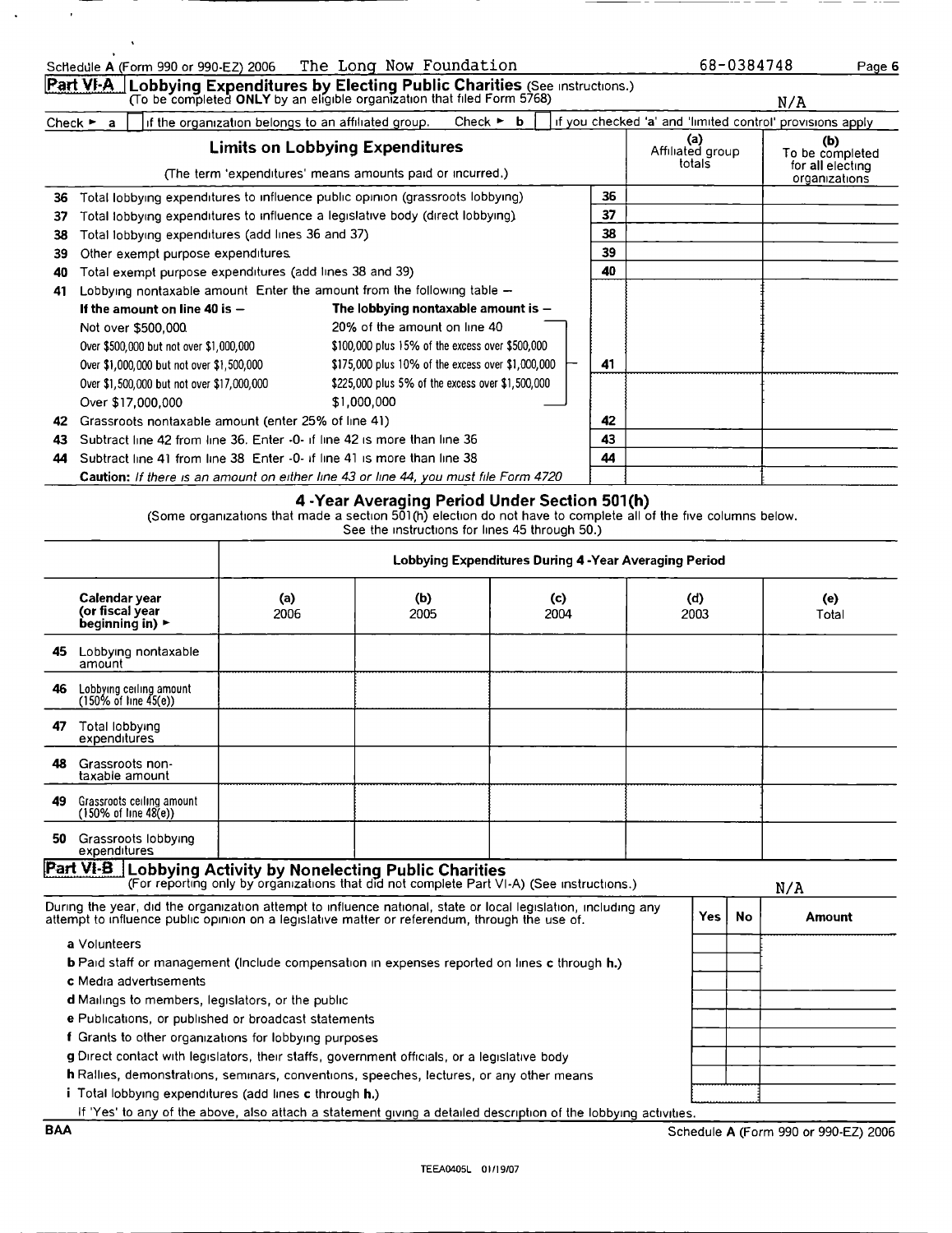Schedule A (Form 990 or 990-EZ) 2006 The Long Now Foundation 68-0384748

## Part VI-A Lobbying Expenditures by Electing Public Charities (See instructions.)

(To be completed ONLY by an eligible organization that filed Form 5768)

N/A

Check ► a ☐ if the organization belongs to an affiliated group. Check ► b ☐ if you checked 'a' and 'limited control' provisions apply

| | Limits on Lobbying Expenditures<br>(The term 'expenditures' means amounts paid or incurred.) | | (a) Affiliated group totals | (b) To be completed for all electing organizations |
|---|---|---|---|---|
| 36 | Total lobbying expenditures to influence public opinion (grassroots lobbying) | 36 | | |
| 37 | Total lobbying expenditures to influence a legislative body (direct lobbying) | 37 | | |
| 38 | Total lobbying expenditures (add lines 36 and 37) | 38 | | |
| 39 | Other exempt purpose expenditures | 39 | | |
| 40 | Total exempt purpose expenditures (add lines 38 and 39) | 40 | | |
| 41 | Lobbying nontaxable amount Enter the amount from the following table –<br>**If the amount on line 40 is –** / **The lobbying nontaxable amount is –**<br>Not over $500,000 / 20% of the amount on line 40<br>Over $500,000 but not over $1,000,000 / $100,000 plus 15% of the excess over $500,000<br>Over $1,000,000 but not over $1,500,000 / $175,000 plus 10% of the excess over $1,000,000<br>Over $1,500,000 but not over $17,000,000 / $225,000 plus 5% of the excess over $1,500,000<br>Over $17,000,000 / $1,000,000 | 41 | | |
| 42 | Grassroots nontaxable amount (enter 25% of line 41) | 42 | | |
| 43 | Subtract line 42 from line 36. Enter -0- if line 42 is more than line 36 | 43 | | |
| 44 | Subtract line 41 from line 38 Enter -0- if line 41 is more than line 38 | 44 | | |
| | **Caution:** *If there is an amount on either line 43 or line 44, you must file Form 4720* | | | |

### 4 -Year Averaging Period Under Section 501(h)

(Some organizations that made a section 501(h) election do not have to complete all of the five columns below. See the instructions for lines 45 through 50.)

| | Lobbying Expenditures During 4 -Year Averaging Period | | | | |
|---|---|---|---|---|---|
| **Calendar year (or fiscal year beginning in)** ► | (a) 2006 | (b) 2005 | (c) 2004 | (d) 2003 | (e) Total |
| **45** Lobbying nontaxable amount | | | | | |
| **46** Lobbying ceiling amount (150% of line 45(e)) | | | | | |
| **47** Total lobbying expenditures | | | | | |
| **48** Grassroots non-taxable amount | | | | | |
| **49** Grassroots ceiling amount (150% of line 48(e)) | | | | | |
| **50** Grassroots lobbying expenditures | | | | | |

## Part VI-B Lobbying Activity by Nonelecting Public Charities

(For reporting only by organizations that did not complete Part VI-A) (See instructions.)

N/A

| During the year, did the organization attempt to influence national, state or local legislation, including any attempt to influence public opinion on a legislative matter or referendum, through the use of. | Yes | No | Amount |
|---|---|---|---|
| a Volunteers | | | |
| b Paid staff or management (Include compensation in expenses reported on lines c through h.) | | | |
| c Media advertisements | | | |
| d Mailings to members, legislators, or the public | | | |
| e Publications, or published or broadcast statements | | | |
| f Grants to other organizations for lobbying purposes | | | |
| g Direct contact with legislators, their staffs, government officials, or a legislative body | | | |
| h Rallies, demonstrations, seminars, conventions, speeches, lectures, or any other means | | | |
| i Total lobbying expenditures (add lines c through h.) | | | |

If 'Yes' to any of the above, also attach a statement giving a detailed description of the lobbying activities.

BAA Schedule A (Form 990 or 990-EZ) 2006

TEEA0405L 01/19/07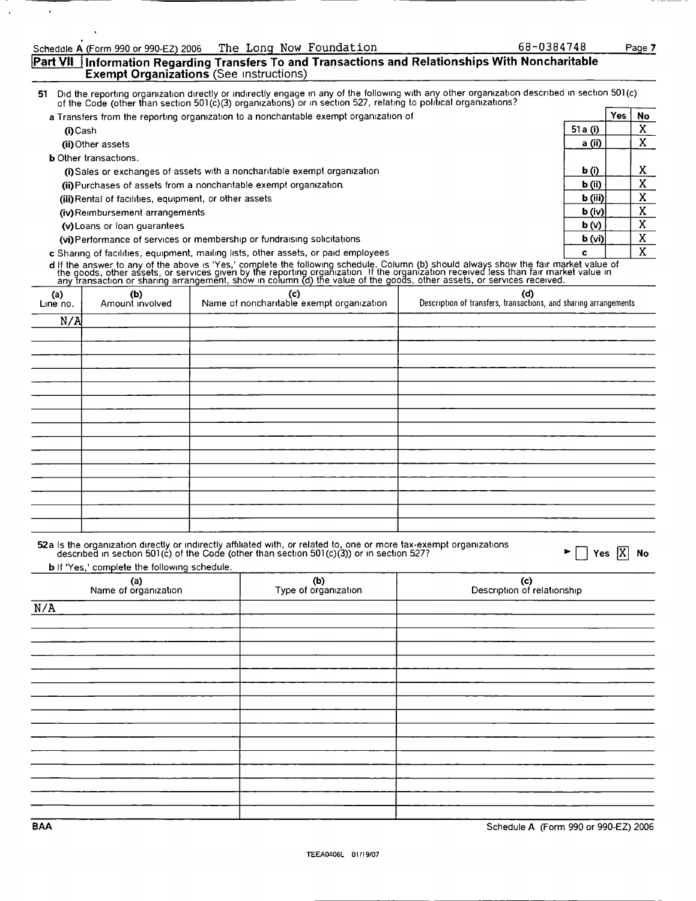Schedule A (Form 990 or 990-EZ) 2006 The Long Now Foundation 68-0384748

## Part VII Information Regarding Transfers To and Transactions and Relationships With Noncharitable Exempt Organizations (See instructions)

**51** Did the reporting organization directly or indirectly engage in any of the following with any other organization described in section 501(c) of the Code (other than section 501(c)(3) organizations) or in section 527, relating to political organizations?

| | | Yes | No |
|---|---|---|---|
| **a** Transfers from the reporting organization to a noncharitable exempt organization of | | | |
| (i) Cash | 51a (i) | | X |
| (ii) Other assets | a (ii) | | X |
| **b** Other transactions. | | | |
| (i) Sales or exchanges of assets with a noncharitable exempt organization | b (i) | | X |
| (ii) Purchases of assets from a noncharitable exempt organization | b (ii) | | X |
| (iii) Rental of facilities, equipment, or other assets | b (iii) | | X |
| (iv) Reimbursement arrangements | b (iv) | | X |
| (v) Loans or loan guarantees | b (v) | | X |
| (vi) Performance of services or membership or fundraising solicitations | b (vi) | | X |
| **c** Sharing of facilities, equipment, mailing lists, other assets, or paid employees | c | | X |

**d** If the answer to any of the above is 'Yes,' complete the following schedule. Column (b) should always show the fair market value of the goods, other assets, or services given by the reporting organization If the organization received less than fair market value in any transaction or sharing arrangement, show in column (d) the value of the goods, other assets, or services received.

| (a) Line no. | (b) Amount involved | (c) Name of noncharitable exempt organization | (d) Description of transfers, transactions, and sharing arrangements |
|---|---|---|---|
| N/A | | | |

**52a** Is the organization directly or indirectly affiliated with, or related to, one or more tax-exempt organizations described in section 501(c) of the Code (other than section 501(c)(3)) or in section 527? ☐ Yes ☒ No

**b** If 'Yes,' complete the following schedule.

| (a) Name of organization | (b) Type of organization | (c) Description of relationship |
|---|---|---|
| N/A | | |

BAA Schedule A (Form 990 or 990-EZ) 2006

TEEA0406L 01/19/07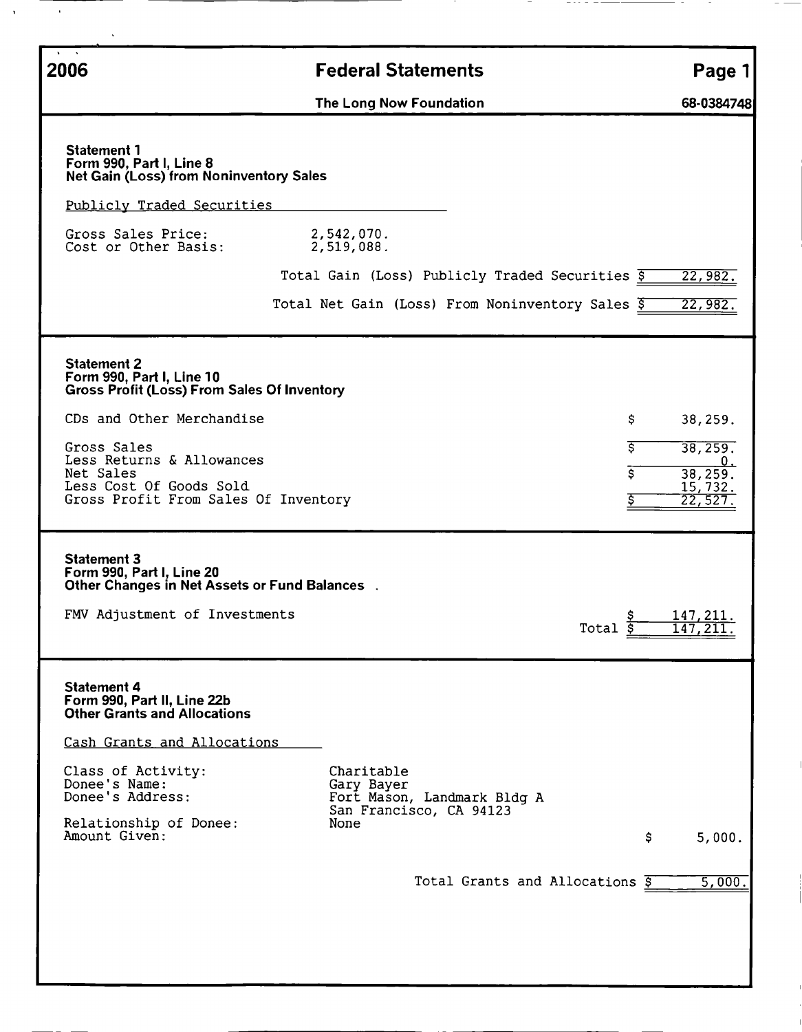# 2006 Federal Statements

**The Long Now Foundation** — 68-0384748

### Statement 1
**Form 990, Part I, Line 8**
**Net Gain (Loss) from Noninventory Sales**

Publicly Traded Securities

| | |
|---|---|
| Gross Sales Price: | 2,542,070. |
| Cost or Other Basis: | 2,519,088. |

| | |
|---|---|
| Total Gain (Loss) Publicly Traded Securities | $ 22,982. |
| Total Net Gain (Loss) From Noninventory Sales | $ 22,982. |

### Statement 2
**Form 990, Part I, Line 10**
**Gross Profit (Loss) From Sales Of Inventory**

| | |
|---|---|
| CDs and Other Merchandise | $ 38,259. |
| Gross Sales | $ 38,259. |
| Less Returns & Allowances | 0. |
| Net Sales | $ 38,259. |
| Less Cost Of Goods Sold | 15,732. |
| Gross Profit From Sales Of Inventory | $ 22,527. |

### Statement 3
**Form 990, Part I, Line 20**
**Other Changes in Net Assets or Fund Balances**

| | |
|---|---|
| FMV Adjustment of Investments | $ 147,211. |
| Total | $ 147,211. |

### Statement 4
**Form 990, Part II, Line 22b**
**Other Grants and Allocations**

Cash Grants and Allocations

| | |
|---|---|
| Class of Activity: | Charitable |
| Donee's Name: | Gary Bayer |
| Donee's Address: | Fort Mason, Landmark Bldg A<br>San Francisco, CA 94123 |
| Relationship of Donee: | None |
| Amount Given: | $ 5,000. |

| | |
|---|---|
| Total Grants and Allocations | $ 5,000. |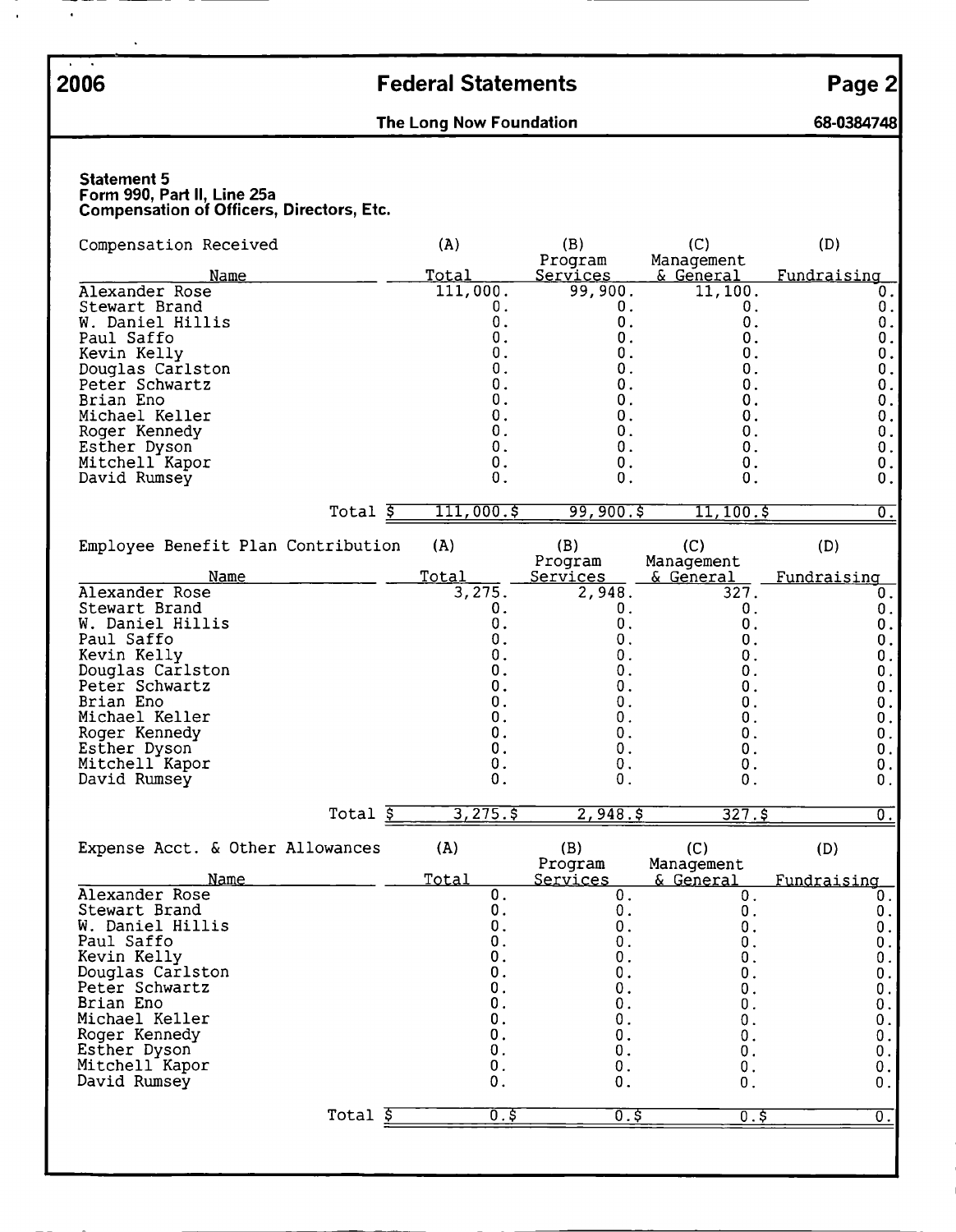# 2006 Federal Statements

**The Long Now Foundation** — 68-0384748

### Statement 5
**Form 990, Part II, Line 25a**
**Compensation of Officers, Directors, Etc.**

| Compensation Received<br>Name | (A)<br>Total | (B)<br>Program Services | (C)<br>Management & General | (D)<br>Fundraising |
|---|---|---|---|---|
| Alexander Rose | 111,000. | 99,900. | 11,100. | 0. |
| Stewart Brand | 0. | 0. | 0. | 0. |
| W. Daniel Hillis | 0. | 0. | 0. | 0. |
| Paul Saffo | 0. | 0. | 0. | 0. |
| Kevin Kelly | 0. | 0. | 0. | 0. |
| Douglas Carlston | 0. | 0. | 0. | 0. |
| Peter Schwartz | 0. | 0. | 0. | 0. |
| Brian Eno | 0. | 0. | 0. | 0. |
| Michael Keller | 0. | 0. | 0. | 0. |
| Roger Kennedy | 0. | 0. | 0. | 0. |
| Esther Dyson | 0. | 0. | 0. | 0. |
| Mitchell Kapor | 0. | 0. | 0. | 0. |
| David Rumsey | 0. | 0. | 0. | 0. |
| Total | $ 111,000. | $ 99,900. | $ 11,100. | $ 0. |

| Employee Benefit Plan Contribution<br>Name | (A)<br>Total | (B)<br>Program Services | (C)<br>Management & General | (D)<br>Fundraising |
|---|---|---|---|---|
| Alexander Rose | 3,275. | 2,948. | 327. | 0. |
| Stewart Brand | 0. | 0. | 0. | 0. |
| W. Daniel Hillis | 0. | 0. | 0. | 0. |
| Paul Saffo | 0. | 0. | 0. | 0. |
| Kevin Kelly | 0. | 0. | 0. | 0. |
| Douglas Carlston | 0. | 0. | 0. | 0. |
| Peter Schwartz | 0. | 0. | 0. | 0. |
| Brian Eno | 0. | 0. | 0. | 0. |
| Michael Keller | 0. | 0. | 0. | 0. |
| Roger Kennedy | 0. | 0. | 0. | 0. |
| Esther Dyson | 0. | 0. | 0. | 0. |
| Mitchell Kapor | 0. | 0. | 0. | 0. |
| David Rumsey | 0. | 0. | 0. | 0. |
| Total | $ 3,275. | $ 2,948. | $ 327. | $ 0. |

| Expense Acct. & Other Allowances<br>Name | (A)<br>Total | (B)<br>Program Services | (C)<br>Management & General | (D)<br>Fundraising |
|---|---|---|---|---|
| Alexander Rose | 0. | 0. | 0. | 0. |
| Stewart Brand | 0. | 0. | 0. | 0. |
| W. Daniel Hillis | 0. | 0. | 0. | 0. |
| Paul Saffo | 0. | 0. | 0. | 0. |
| Kevin Kelly | 0. | 0. | 0. | 0. |
| Douglas Carlston | 0. | 0. | 0. | 0. |
| Peter Schwartz | 0. | 0. | 0. | 0. |
| Brian Eno | 0. | 0. | 0. | 0. |
| Michael Keller | 0. | 0. | 0. | 0. |
| Roger Kennedy | 0. | 0. | 0. | 0. |
| Esther Dyson | 0. | 0. | 0. | 0. |
| Mitchell Kapor | 0. | 0. | 0. | 0. |
| David Rumsey | 0. | 0. | 0. | 0. |
| Total | $ 0. | $ 0. | $ 0. | $ 0. |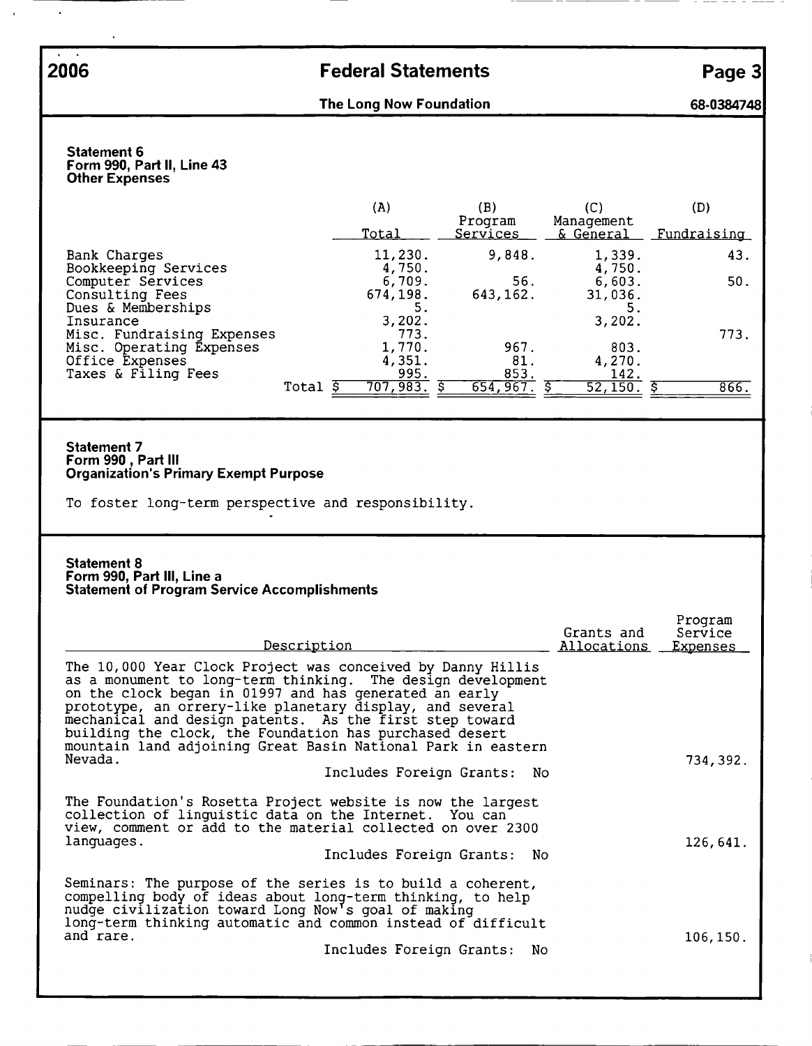**2006 Federal Statements**

**The Long Now Foundation** 68-0384748

### Statement 6
### Form 990, Part II, Line 43
### Other Expenses

| | (A) Total | (B) Program Services | (C) Management & General | (D) Fundraising |
|---|---|---|---|---|
| Bank Charges | 11,230. | 9,848. | 1,339. | 43. |
| Bookkeeping Services | 4,750. | | 4,750. | |
| Computer Services | 6,709. | 56. | 6,603. | 50. |
| Consulting Fees | 674,198. | 643,162. | 31,036. | |
| Dues & Memberships | 5. | | 5. | |
| Insurance | 3,202. | | 3,202. | |
| Misc. Fundraising Expenses | 773. | | | 773. |
| Misc. Operating Expenses | 1,770. | 967. | 803. | |
| Office Expenses | 4,351. | 81. | 4,270. | |
| Taxes & Filing Fees | 995. | 853. | 142. | |
| Total | $ 707,983. | $ 654,967. | $ 52,150. | $ 866. |

### Statement 7
### Form 990 , Part III
### Organization's Primary Exempt Purpose

To foster long-term perspective and responsibility.

### Statement 8
### Form 990, Part III, Line a
### Statement of Program Service Accomplishments

| Description | Grants and Allocations | Program Service Expenses |
|---|---|---|
| The 10,000 Year Clock Project was conceived by Danny Hillis as a monument to long-term thinking. The design development on the clock began in 01997 and has generated an early prototype, an orrery-like planetary display, and several mechanical and design patents. As the first step toward building the clock, the Foundation has purchased desert mountain land adjoining Great Basin National Park in eastern Nevada. Includes Foreign Grants: No | | 734,392. |
| The Foundation's Rosetta Project website is now the largest collection of linguistic data on the Internet. You can view, comment or add to the material collected on over 2300 languages. Includes Foreign Grants: No | | 126,641. |
| Seminars: The purpose of the series is to build a coherent, compelling body of ideas about long-term thinking, to help nudge civilization toward Long Now's goal of making long-term thinking automatic and common instead of difficult and rare. Includes Foreign Grants: No | | 106,150. |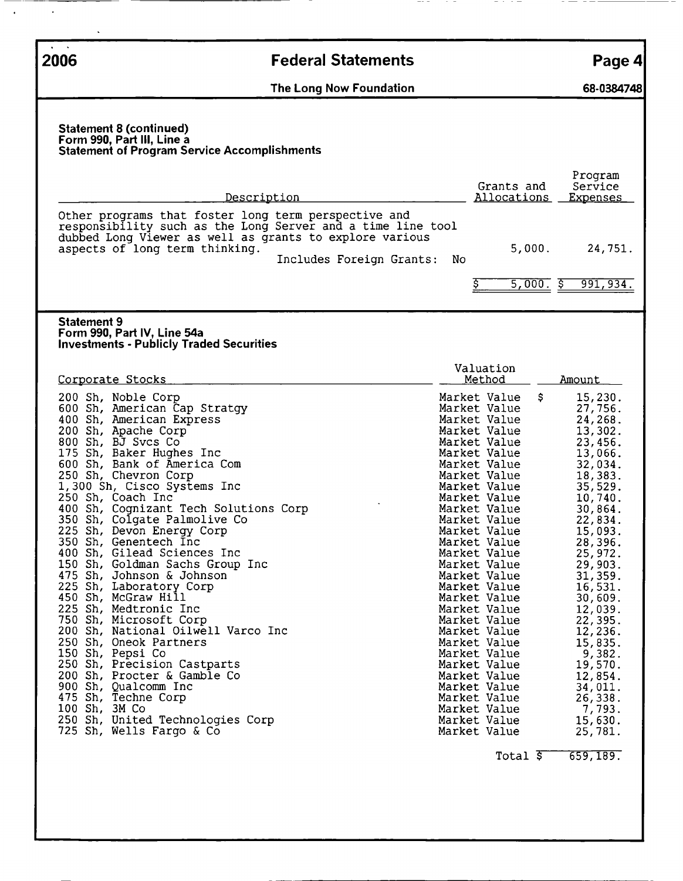# 2006 Federal Statements

**The Long Now Foundation** — 68-0384748

**Statement 8 (continued)**
**Form 990, Part III, Line a**
**Statement of Program Service Accomplishments**

| Description | Grants and Allocations | Program Service Expenses |
|---|---|---|
| Other programs that foster long term perspective and responsibility such as the Long Server and a time line tool dubbed Long Viewer as well as grants to explore various aspects of long term thinking. Includes Foreign Grants: No | 5,000. | 24,751. |
| | $ 5,000. | $ 991,934. |

**Statement 9**
**Form 990, Part IV, Line 54a**
**Investments - Publicly Traded Securities**

| Corporate Stocks | Valuation Method | Amount |
|---|---|---|
| 200 Sh, Noble Corp | Market Value | $ 15,230. |
| 600 Sh, American Cap Stratgy | Market Value | 27,756. |
| 400 Sh, American Express | Market Value | 24,268. |
| 200 Sh, Apache Corp | Market Value | 13,302. |
| 800 Sh, BJ Svcs Co | Market Value | 23,456. |
| 175 Sh, Baker Hughes Inc | Market Value | 13,066. |
| 600 Sh, Bank of America Com | Market Value | 32,034. |
| 250 Sh, Chevron Corp | Market Value | 18,383. |
| 1,300 Sh, Cisco Systems Inc | Market Value | 35,529. |
| 250 Sh, Coach Inc | Market Value | 10,740. |
| 400 Sh, Cognizant Tech Solutions Corp | Market Value | 30,864. |
| 350 Sh, Colgate Palmolive Co | Market Value | 22,834. |
| 225 Sh, Devon Energy Corp | Market Value | 15,093. |
| 350 Sh, Genentech Inc | Market Value | 28,396. |
| 400 Sh, Gilead Sciences Inc | Market Value | 25,972. |
| 150 Sh, Goldman Sachs Group Inc | Market Value | 29,903. |
| 475 Sh, Johnson & Johnson | Market Value | 31,359. |
| 225 Sh, Laboratory Corp | Market Value | 16,531. |
| 450 Sh, McGraw Hill | Market Value | 30,609. |
| 225 Sh, Medtronic Inc | Market Value | 12,039. |
| 750 Sh, Microsoft Corp | Market Value | 22,395. |
| 200 Sh, National Oilwell Varco Inc | Market Value | 12,236. |
| 250 Sh, Oneok Partners | Market Value | 15,835. |
| 150 Sh, Pepsi Co | Market Value | 9,382. |
| 250 Sh, Precision Castparts | Market Value | 19,570. |
| 200 Sh, Procter & Gamble Co | Market Value | 12,854. |
| 900 Sh, Qualcomm Inc | Market Value | 34,011. |
| 475 Sh, Techne Corp | Market Value | 26,338. |
| 100 Sh, 3M Co | Market Value | 7,793. |
| 250 Sh, United Technologies Corp | Market Value | 15,630. |
| 725 Sh, Wells Fargo & Co | Market Value | 25,781. |
| | Total | $ 659,189. |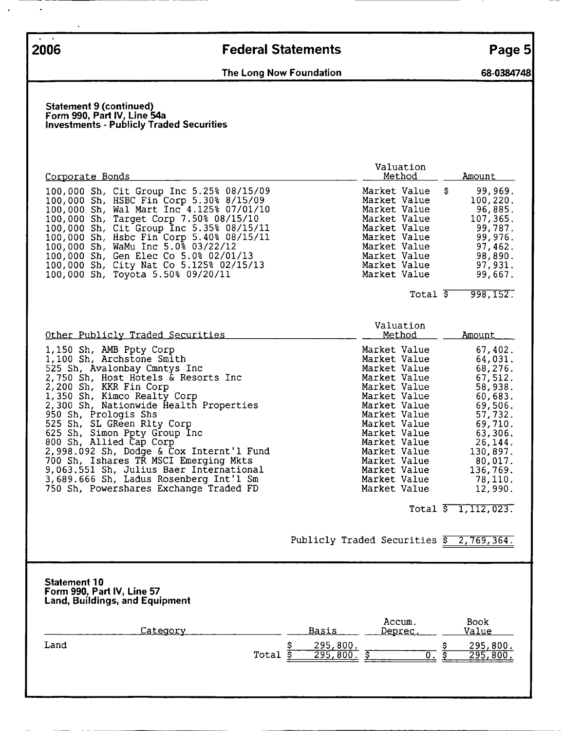# 2006 Federal Statements

**The Long Now Foundation** 68-0384748

### Statement 9 (continued)
### Form 990, Part IV, Line 54a
### Investments - Publicly Traded Securities

| Corporate Bonds | Valuation Method | Amount |
|---|---|---|
| 100,000 Sh, Cit Group Inc 5.25% 08/15/09 | Market Value | $ 99,969. |
| 100,000 Sh, HSBC Fin Corp 5.30% 8/15/09 | Market Value | 100,220. |
| 100,000 Sh, Wal Mart Inc 4.125% 07/01/10 | Market Value | 96,885. |
| 100,000 Sh, Target Corp 7.50% 08/15/10 | Market Value | 107,365. |
| 100,000 Sh, Cit Group Inc 5.35% 08/15/11 | Market Value | 99,787. |
| 100,000 Sh, Hsbc Fin Corp 5.40% 08/15/11 | Market Value | 99,976. |
| 100,000 Sh, WaMu Inc 5.0% 03/22/12 | Market Value | 97,462. |
| 100,000 Sh, Gen Elec Co 5.0% 02/01/13 | Market Value | 98,890. |
| 100,000 Sh, City Nat Co 5.125% 02/15/13 | Market Value | 97,931. |
| 100,000 Sh, Toyota 5.50% 09/20/11 | Market Value | 99,667. |
| | Total | $ 998,152. |

| Other Publicly Traded Securities | Valuation Method | Amount |
|---|---|---|
| 1,150 Sh, AMB Ppty Corp | Market Value | 67,402. |
| 1,100 Sh, Archstone Smith | Market Value | 64,031. |
| 525 Sh, Avalonbay Cmntys Inc | Market Value | 68,276. |
| 2,750 Sh, Host Hotels & Resorts Inc | Market Value | 67,512. |
| 2,200 Sh, KKR Fin Corp | Market Value | 58,938. |
| 1,350 Sh, Kimco Realty Corp | Market Value | 60,683. |
| 2,300 Sh, Nationwide Health Properties | Market Value | 69,506. |
| 950 Sh, Prologis Shs | Market Value | 57,732. |
| 525 Sh, SL GReen Rlty Corp | Market Value | 69,710. |
| 625 Sh, Simon Ppty Group Inc | Market Value | 63,306. |
| 800 Sh, Allied Cap Corp | Market Value | 26,144. |
| 2,998.092 Sh, Dodge & Cox Internt'l Fund | Market Value | 130,897. |
| 700 Sh, Ishares TR MSCI Emerging Mkts | Market Value | 80,017. |
| 9,063.551 Sh, Julius Baer International | Market Value | 136,769. |
| 3,689.666 Sh, Ladus Rosenberg Int'l Sm | Market Value | 78,110. |
| 750 Sh, Powershares Exchange Traded FD | Market Value | 12,990. |
| | Total | $ 1,112,023. |

Publicly Traded Securities $ 2,769,364.

### Statement 10
### Form 990, Part IV, Line 57
### Land, Buildings, and Equipment

| Category | Basis | Accum. Deprec. | Book Value |
|---|---|---|---|
| Land | $ 295,800. | | $ 295,800. |
| Total | $ 295,800. | $ 0. | $ 295,800. |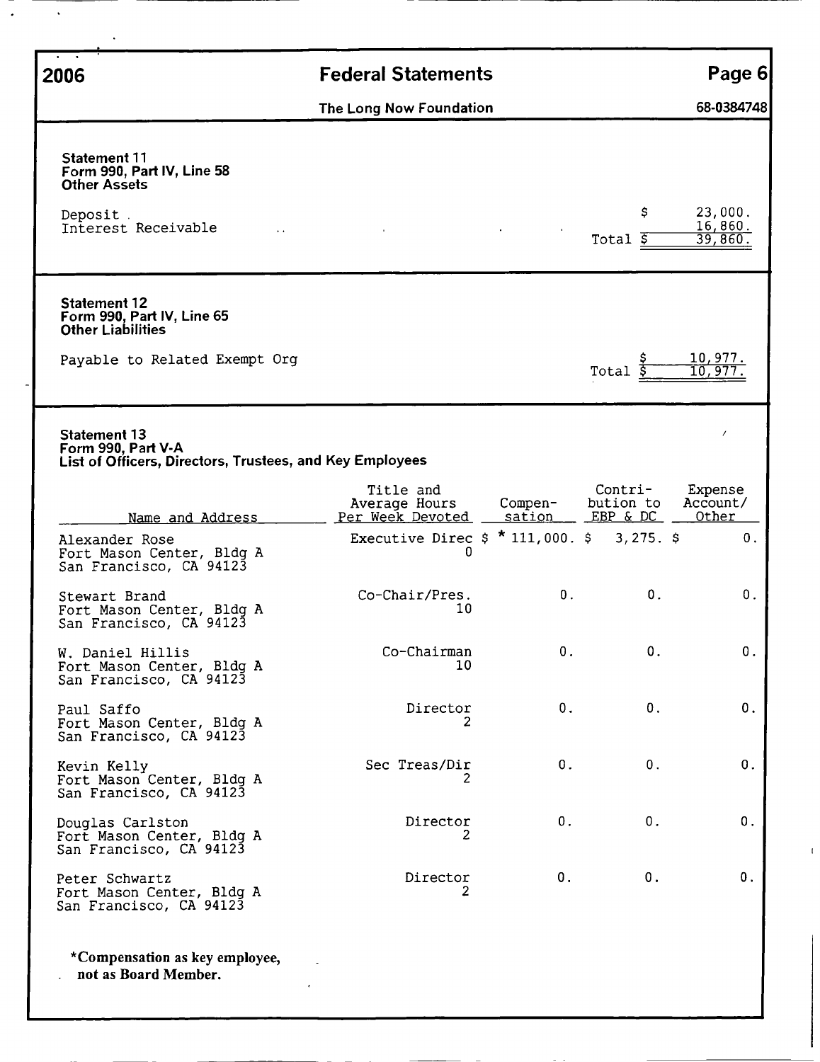# 2006 Federal Statements

**The Long Now Foundation** — 68-0384748

### Statement 11
**Form 990, Part IV, Line 58**
**Other Assets**

| | |
|---|---|
| Deposit | $ 23,000. |
| Interest Receivable | 16,860. |
| Total | $ 39,860. |

### Statement 12
**Form 990, Part IV, Line 65**
**Other Liabilities**

| | |
|---|---|
| Payable to Related Exempt Org | $ 10,977. |
| Total | $ 10,977. |

### Statement 13
**Form 990, Part V-A**
**List of Officers, Directors, Trustees, and Key Employees**

| Name and Address | Title and Average Hours Per Week Devoted | Compen-sation | Contri-bution to EBP & DC | Expense Account/ Other |
|---|---|---|---|---|
| Alexander Rose<br>Fort Mason Center, Bldg A<br>San Francisco, CA 94123 | Executive Direc<br>0 | $ * 111,000. | $ 3,275. | $ 0. |
| Stewart Brand<br>Fort Mason Center, Bldg A<br>San Francisco, CA 94123 | Co-Chair/Pres.<br>10 | 0. | 0. | 0. |
| W. Daniel Hillis<br>Fort Mason Center, Bldg A<br>San Francisco, CA 94123 | Co-Chairman<br>10 | 0. | 0. | 0. |
| Paul Saffo<br>Fort Mason Center, Bldg A<br>San Francisco, CA 94123 | Director<br>2 | 0. | 0. | 0. |
| Kevin Kelly<br>Fort Mason Center, Bldg A<br>San Francisco, CA 94123 | Sec Treas/Dir<br>2 | 0. | 0. | 0. |
| Douglas Carlston<br>Fort Mason Center, Bldg A<br>San Francisco, CA 94123 | Director<br>2 | 0. | 0. | 0. |
| Peter Schwartz<br>Fort Mason Center, Bldg A<br>San Francisco, CA 94123 | Director<br>2 | 0. | 0. | 0. |

***Compensation as key employee, not as Board Member.**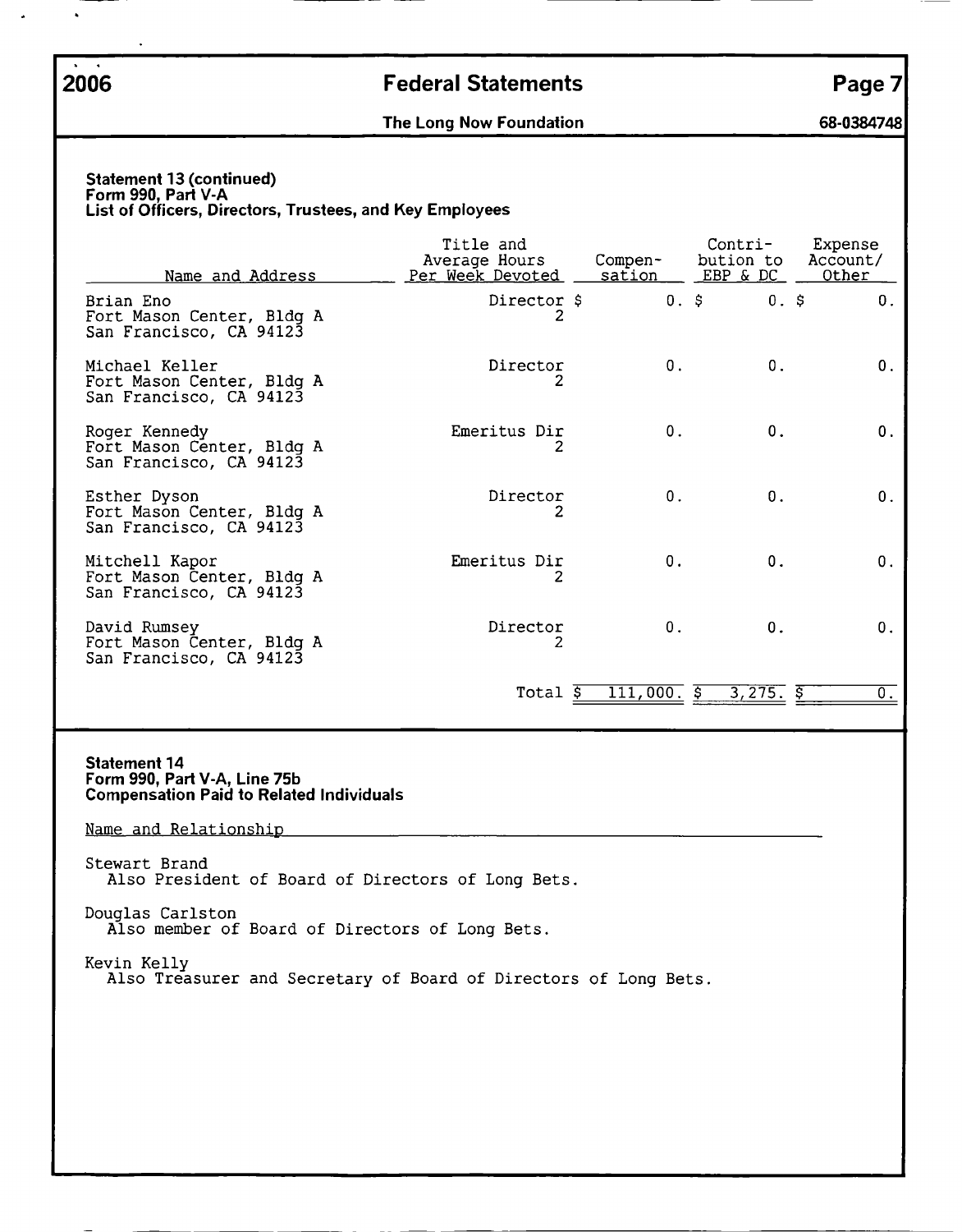**2006** **Federal Statements**

**The Long Now Foundation** **68-0384748**

**Statement 13 (continued)**
**Form 990, Part V-A**
**List of Officers, Directors, Trustees, and Key Employees**

| Name and Address | Title and Average Hours Per Week Devoted | Compensation | Contribution to EBP & DC | Expense Account/ Other |
|---|---|---|---|---|
| Brian Eno<br>Fort Mason Center, Bldg A<br>San Francisco, CA 94123 | Director<br>2 | $ 0. | $ 0. | $ 0. |
| Michael Keller<br>Fort Mason Center, Bldg A<br>San Francisco, CA 94123 | Director<br>2 | 0. | 0. | 0. |
| Roger Kennedy<br>Fort Mason Center, Bldg A<br>San Francisco, CA 94123 | Emeritus Dir<br>2 | 0. | 0. | 0. |
| Esther Dyson<br>Fort Mason Center, Bldg A<br>San Francisco, CA 94123 | Director<br>2 | 0. | 0. | 0. |
| Mitchell Kapor<br>Fort Mason Center, Bldg A<br>San Francisco, CA 94123 | Emeritus Dir<br>2 | 0. | 0. | 0. |
| David Rumsey<br>Fort Mason Center, Bldg A<br>San Francisco, CA 94123 | Director<br>2 | 0. | 0. | 0. |
| | Total | $ 111,000. | $ 3,275. | $ 0. |

**Statement 14**
**Form 990, Part V-A, Line 75b**
**Compensation Paid to Related Individuals**

Name and Relationship

Stewart Brand
Also President of Board of Directors of Long Bets.

Douglas Carlston
Also member of Board of Directors of Long Bets.

Kevin Kelly
Also Treasurer and Secretary of Board of Directors of Long Bets.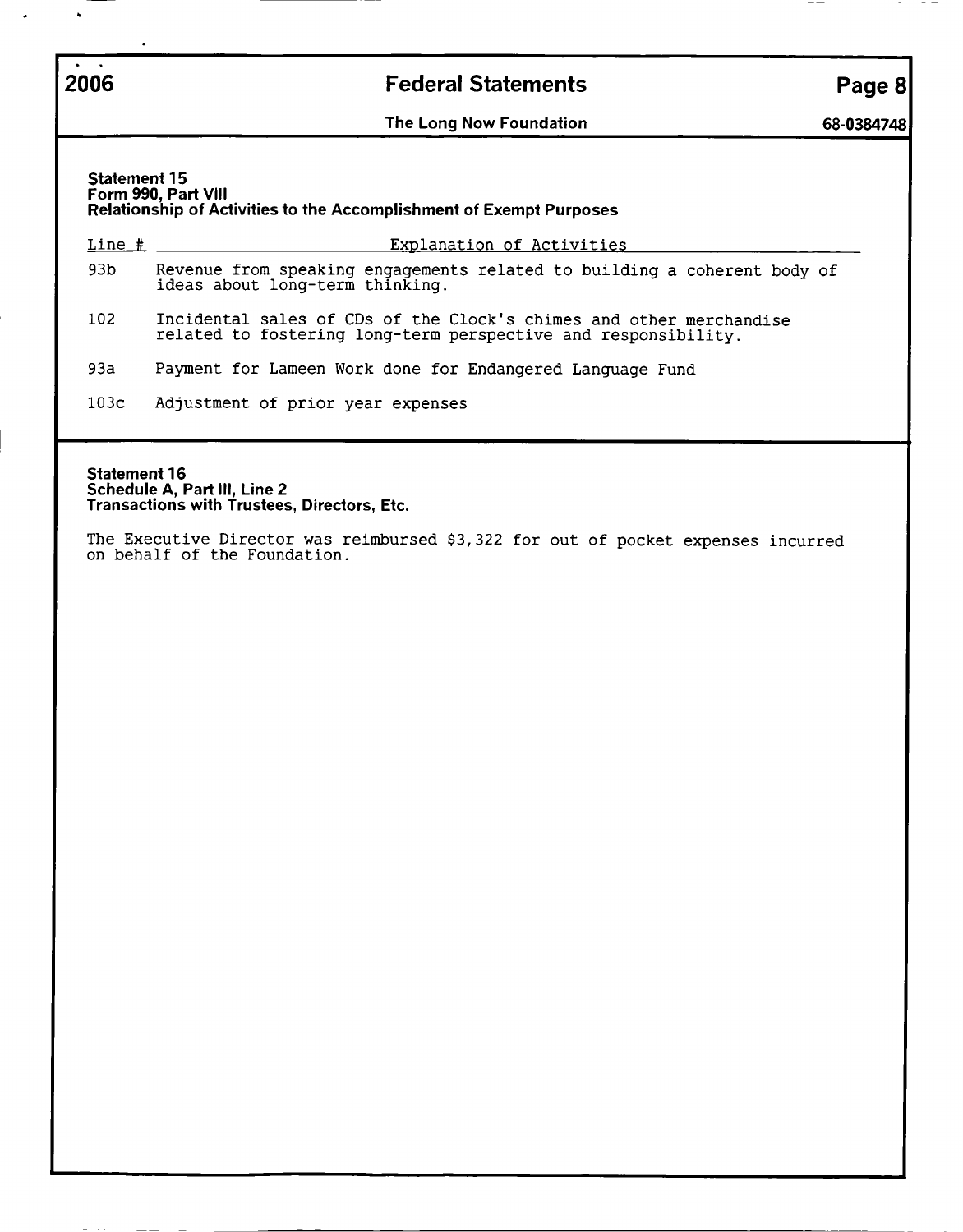# 2006 Federal Statements

**The Long Now Foundation** 68-0384748

### Statement 15
**Form 990, Part VIII**
**Relationship of Activities to the Accomplishment of Exempt Purposes**

| Line # | Explanation of Activities |
|---|---|
| 93b | Revenue from speaking engagements related to building a coherent body of ideas about long-term thinking. |
| 102 | Incidental sales of CDs of the Clock's chimes and other merchandise related to fostering long-term perspective and responsibility. |
| 93a | Payment for Lameen Work done for Endangered Language Fund |
| 103c | Adjustment of prior year expenses |

### Statement 16
**Schedule A, Part III, Line 2**
**Transactions with Trustees, Directors, Etc.**

The Executive Director was reimbursed $3,322 for out of pocket expenses incurred on behalf of the Foundation.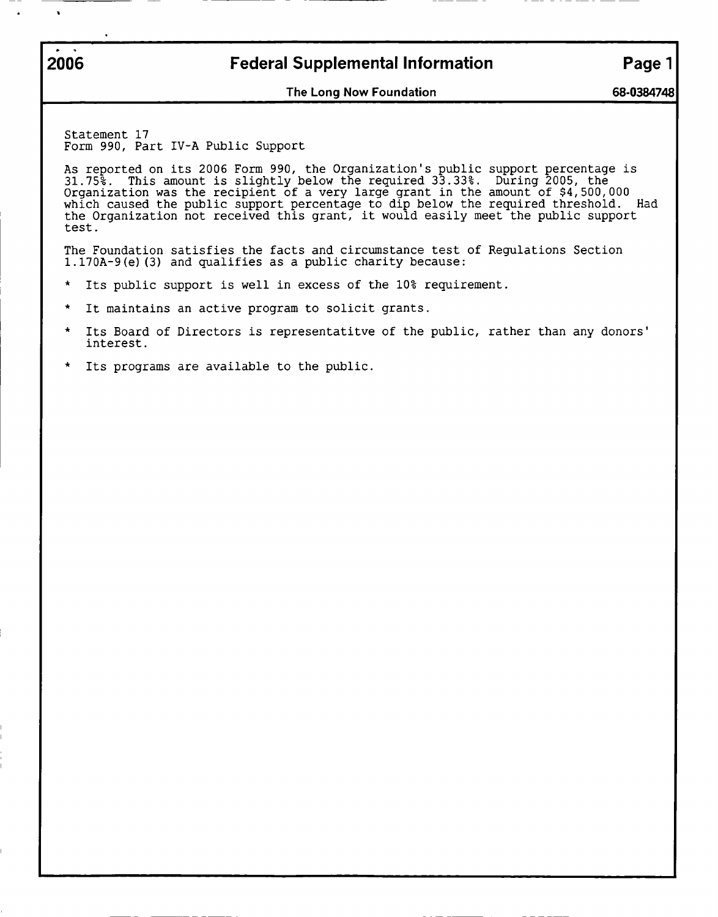# 2006 Federal Supplemental Information

**The Long Now Foundation** — **68-0384748**

Statement 17
Form 990, Part IV-A Public Support

As reported on its 2006 Form 990, the Organization's public support percentage is 31.75%. This amount is slightly below the required 33.33%. During 2005, the Organization was the recipient of a very large grant in the amount of $4,500,000 which caused the public support percentage to dip below the required threshold. Had the Organization not received this grant, it would easily meet the public support test.

The Foundation satisfies the facts and circumstance test of Regulations Section 1.170A-9(e)(3) and qualifies as a public charity because:

* Its public support is well in excess of the 10% requirement.
* It maintains an active program to solicit grants.
* Its Board of Directors is representatitve of the public, rather than any donors' interest.
* Its programs are available to the public.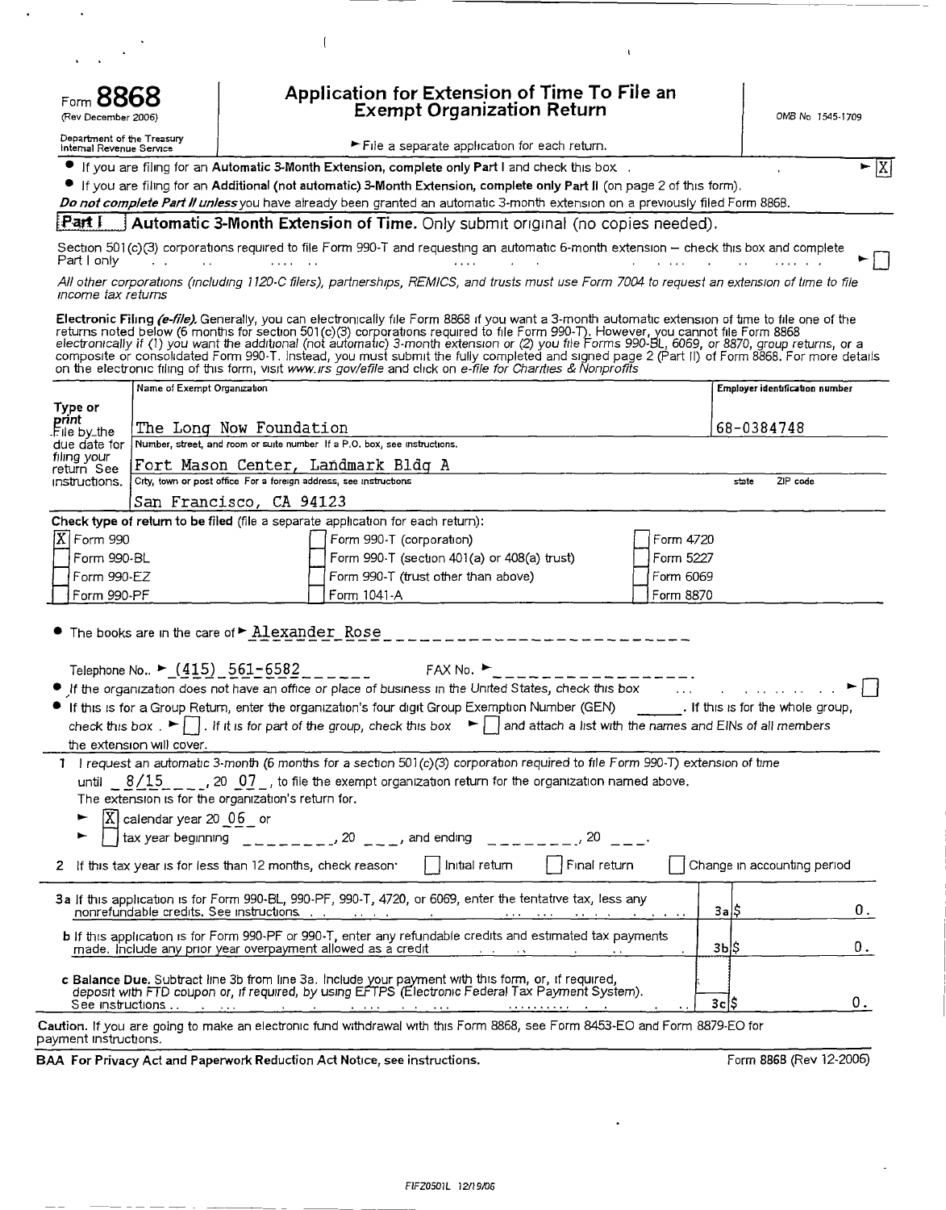# Form 8868

(Rev December 2006)

Department of the Treasury
Internal Revenue Service

## Application for Extension of Time To File an Exempt Organization Return

► File a separate application for each return.

OMB No 1545-1709

- If you are filing for an **Automatic 3-Month Extension, complete only Part I** and check this box . ► [X]
- If you are filing for an **Additional (not automatic) 3-Month Extension, complete only Part II** (on page 2 of this form).

***Do not complete Part II unless*** you have already been granted an automatic 3-month extension on a previously filed Form 8868.

### Part I — Automatic 3-Month Extension of Time. Only submit original (no copies needed).

Section 501(c)(3) corporations required to file Form 990-T and requesting an automatic 6-month extension – check this box and complete Part I only ► [ ]

*All other corporations (including 1120-C filers), partnerships, REMICS, and trusts must use Form 7004 to request an extension of time to file income tax returns*

**Electronic Filing *(e-file).*** Generally, you can electronically file Form 8868 if you want a 3-month automatic extension of time to file one of the returns noted below (6 months for section 501(c)(3) corporations required to file Form 990-T). However, you cannot file Form 8868 electronically if (1) you want the additional (not automatic) 3-month extension or (2) you file Forms 990-BL, 6069, or 8870, group returns, or a composite or consolidated Form 990-T. Instead, you must submit the fully completed and signed page 2 (Part II) of Form 8868. For more details on the electronic filing of this form, visit www.irs gov/efile and click on e-file for Charities & Nonprofits

| Type or print | | |
|---|---|---|
| File by the due date for filing your return See instructions. | Name of Exempt Organization: The Long Now Foundation | Employer identification number: 68-0384748 |
| | Number, street, and room or suite number If a P.O. box, see instructions.: Fort Mason Center, Landmark Bldg A | |
| | City, town or post office For a foreign address, see instructions: San Francisco, CA 94123 | state / ZIP code |

**Check type of return to be filed** (file a separate application for each return):

| | | |
|---|---|---|
| [X] Form 990 | [ ] Form 990-T (corporation) | [ ] Form 4720 |
| [ ] Form 990-BL | [ ] Form 990-T (section 401(a) or 408(a) trust) | [ ] Form 5227 |
| [ ] Form 990-EZ | [ ] Form 990-T (trust other than above) | [ ] Form 6069 |
| [ ] Form 990-PF | [ ] Form 1041-A | [ ] Form 8870 |

- The books are in the care of ► Alexander Rose

Telephone No.. ► (415) 561-6582 FAX No. ►

- If the organization does not have an office or place of business in the United States, check this box ► [ ]
- If this is for a Group Return, enter the organization's four digit Group Exemption Number (GEN) ______. If this is for the whole group, check this box . ► [ ]. If it is for part of the group, check this box ► [ ] and attach a list with the names and EINs of all members the extension will cover.

**1** I request an automatic 3-month (6 months for a section 501(c)(3) corporation required to file Form 990-T) extension of time until 8/15, 20 07, to file the exempt organization return for the organization named above. The extension is for the organization's return for.

► [X] calendar year 20 06 or

► [ ] tax year beginning ________, 20 ___, and ending ________, 20 ___.

**2** If this tax year is for less than 12 months, check reason· [ ] Initial return [ ] Final return [ ] Change in accounting period

| | | |
|---|---|---|
| **3a** If this application is for Form 990-BL, 990-PF, 990-T, 4720, or 6069, enter the tentative tax, less any nonrefundable credits. See instructions. | 3a | $ 0. |
| **b** If this application is for Form 990-PF or 990-T, enter any refundable credits and estimated tax payments made. Include any prior year overpayment allowed as a credit | 3b | $ 0. |
| **c Balance Due.** Subtract line 3b from line 3a. Include your payment with this form, or, if required, deposit with FTD coupon or, if required, by using EFTPS (Electronic Federal Tax Payment System). See instructions | 3c | $ 0. |

**Caution.** If you are going to make an electronic fund withdrawal with this Form 8868, see Form 8453-EO and Form 8879-EO for payment instructions.

**BAA For Privacy Act and Paperwork Reduction Act Notice, see instructions.** Form 8868 (Rev 12-2006)

FIFZ0501L 12/15/06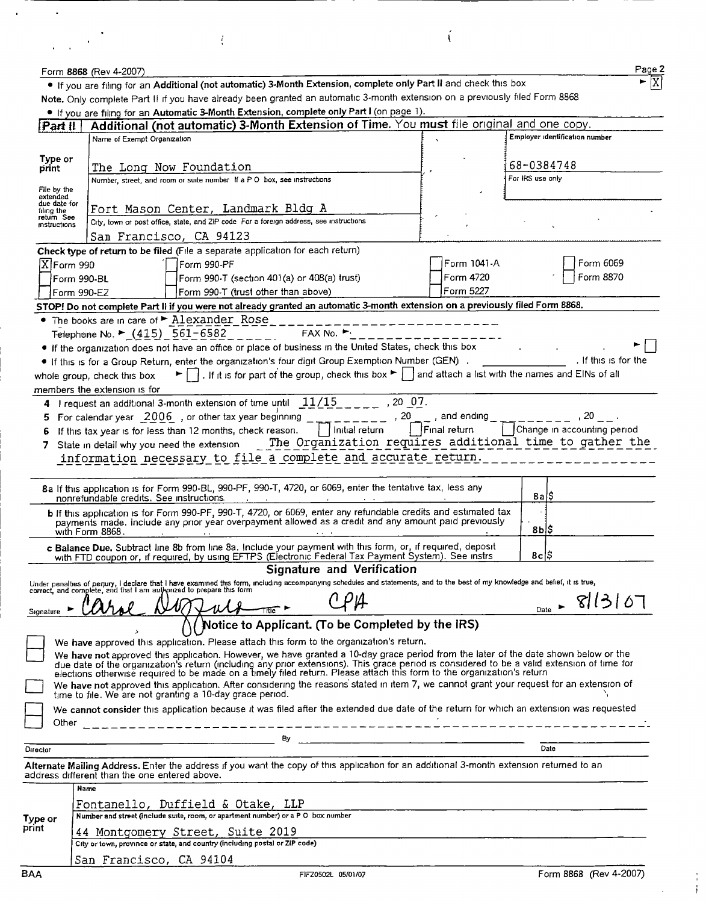Form 8868 (Rev 4-2007)

- If you are filing for an **Additional (not automatic) 3-Month Extension, complete only Part II** and check this box ► [X]

**Note.** Only complete Part II if you have already been granted an automatic 3-month extension on a previously filed Form 8868

- If you are filing for an **Automatic 3-Month Extension, complete only Part I** (on page 1).

## Part II Additional (not automatic) 3-Month Extension of Time. You must file original and one copy.

| | | |
|---|---|---|
| Type or print | Name of Exempt Organization: The Long Now Foundation | Employer identification number: 68-0384748 |
| File by the extended due date for filing the return See instructions | Number, street, and room or suite number If a P O box, see instructions: Fort Mason Center, Landmark Bldg A | For IRS use only |
| | City, town or post office, state, and ZIP code For a foreign address, see instructions: San Francisco, CA 94123 | |

**Check type of return to be filed** (File a separate application for each return)

| | | | |
|---|---|---|---|
| [X] Form 990 | [ ] Form 990-PF | [ ] Form 1041-A | [ ] Form 6069 |
| [ ] Form 990-BL | [ ] Form 990-T (section 401(a) or 408(a) trust) | [ ] Form 4720 | [ ] Form 8870 |
| [ ] Form 990-EZ | [ ] Form 990-T (trust other than above) | [ ] Form 5227 | |

**STOP! Do not complete Part II if you were not already granted an automatic 3-month extension on a previously filed Form 8868.**

- The books are in care of ► Alexander Rose
  Telephone No. ► (415) 561-6582 FAX No. ►
- If the organization does not have an office or place of business in the United States, check this box ► [ ]
- If this is for a Group Return, enter the organization's four digit Group Exemption Number (GEN) . ______ . If this is for the whole group, check this box ► [ ] . If it is for part of the group, check this box ► [ ] and attach a list with the names and EINs of all members the extension is for

**4** I request an additional 3-month extension of time until 11/15 , 20 07.

**5** For calendar year 2006 , or other tax year beginning ______ , 20__ , and ending ______ , 20__ .

**6** If this tax year is for less than 12 months, check reason. [ ] Initial return [ ] Final return [ ] Change in accounting period

**7** State in detail why you need the extension The Organization requires additional time to gather the information necessary to file a complete and accurate return.

| | | |
|---|---|---|
| **8a** If this application is for Form 990-BL, 990-PF, 990-T, 4720, or 6069, enter the tentative tax, less any nonrefundable credits. See instructions. | 8a | $ |
| **b** If this application is for Form 990-PF, 990-T, 4720, or 6069, enter any refundable credits and estimated tax payments made. Include any prior year overpayment allowed as a credit and any amount paid previously with Form 8868. | 8b | $ |
| **c Balance Due.** Subtract line 8b from line 8a. Include your payment with this form, or, if required, deposit with FTD coupon or, if required, by using EFTPS (Electronic Federal Tax Payment System). See instrs | 8c | $ |

### Signature and Verification

Under penalties of perjury, I declare that I have examined this form, including accompanying schedules and statements, and to the best of my knowledge and belief, it is true, correct, and complete, and that I am authorized to prepare this form

Signature ► Carol Duffield Title ► CPA Date ► 8/13/07

### Notice to Applicant. (To be Completed by the IRS)

- [ ] We **have** approved this application. Please attach this form to the organization's return.
- [ ] We **have not** approved this application. However, we have granted a 10-day grace period from the later of the date shown below or the due date of the organization's return (including any prior extensions). This grace period is considered to be a valid extension of time for elections otherwise required to be made on a timely filed return. Please attach this form to the organization's return
- [ ] We **have not** approved this application. After considering the reasons stated in item 7, we cannot grant your request for an extension of time to file. We are not granting a 10-day grace period.
- [ ] We **cannot consider** this application because it was filed after the extended due date of the return for which an extension was requested
- [ ] Other ______

Director ______ By ______ Date ______

**Alternate Mailing Address.** Enter the address if you want the copy of this application for an additional 3-month extension returned to an address different than the one entered above.

| | |
|---|---|
| Type or print | Name: Fontanello, Duffield & Otake, LLP |
| | Number and street (include suite, room, or apartment number) or a P O box number: 44 Montgomery Street, Suite 2019 |
| | City or town, province or state, and country (including postal or ZIP code): San Francisco, CA 94104 |

BAA FIFZ0502L 05/01/07 Form 8868 (Rev 4-2007)